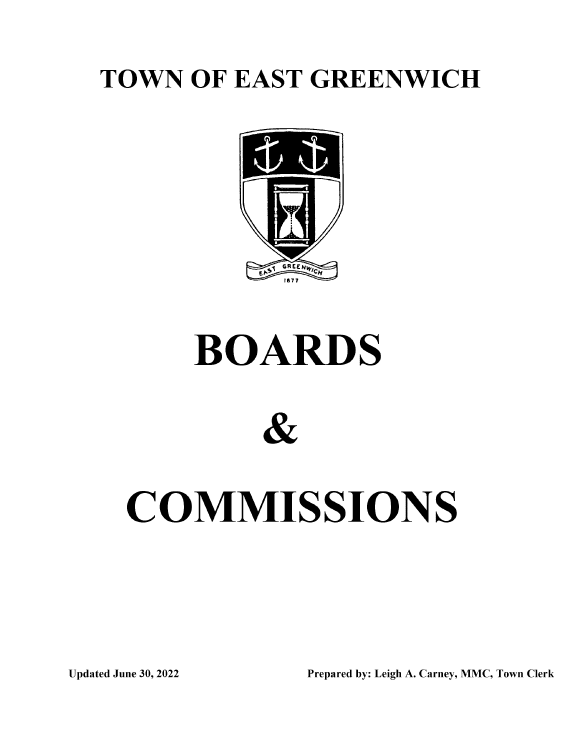# TOWN OF EAST GREENWICH

EAST GREENWICH

1677

# BOARDS

# &

# COMMISSIONS

**Updated June 30, 2022** **Prepared by: Leigh A. Carney, MMC, Town Clerk**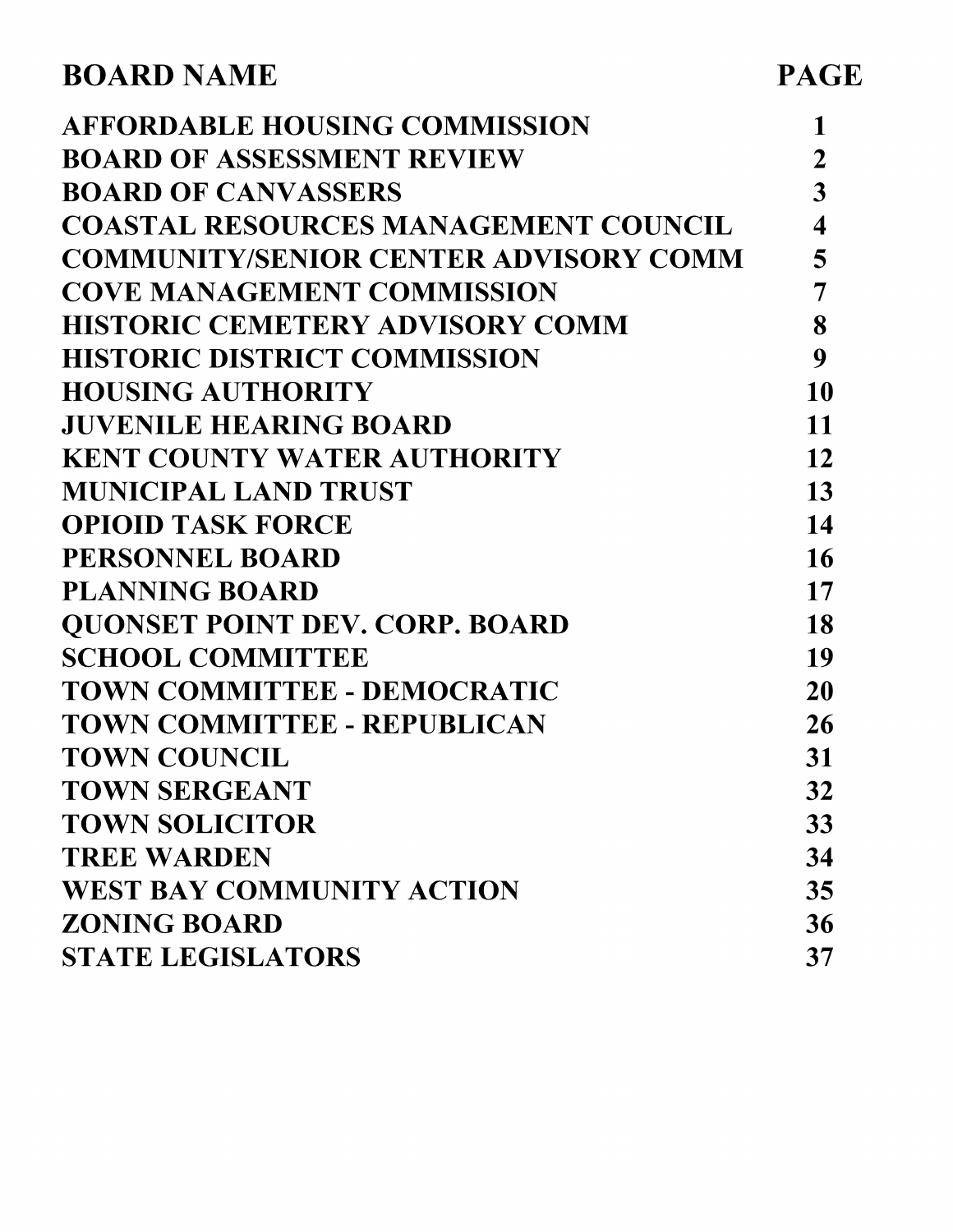| BOARD NAME | PAGE |
| --- | --- |
| AFFORDABLE HOUSING COMMISSION | 1 |
| BOARD OF ASSESSMENT REVIEW | 2 |
| BOARD OF CANVASSERS | 3 |
| COASTAL RESOURCES MANAGEMENT COUNCIL | 4 |
| COMMUNITY/SENIOR CENTER ADVISORY COMM | 5 |
| COVE MANAGEMENT COMMISSION | 7 |
| HISTORIC CEMETERY ADVISORY COMM | 8 |
| HISTORIC DISTRICT COMMISSION | 9 |
| HOUSING AUTHORITY | 10 |
| JUVENILE HEARING BOARD | 11 |
| KENT COUNTY WATER AUTHORITY | 12 |
| MUNICIPAL LAND TRUST | 13 |
| OPIOID TASK FORCE | 14 |
| PERSONNEL BOARD | 16 |
| PLANNING BOARD | 17 |
| QUONSET POINT DEV. CORP. BOARD | 18 |
| SCHOOL COMMITTEE | 19 |
| TOWN COMMITTEE - DEMOCRATIC | 20 |
| TOWN COMMITTEE - REPUBLICAN | 26 |
| TOWN COUNCIL | 31 |
| TOWN SERGEANT | 32 |
| TOWN SOLICITOR | 33 |
| TREE WARDEN | 34 |
| WEST BAY COMMUNITY ACTION | 35 |
| ZONING BOARD | 36 |
| STATE LEGISLATORS | 37 |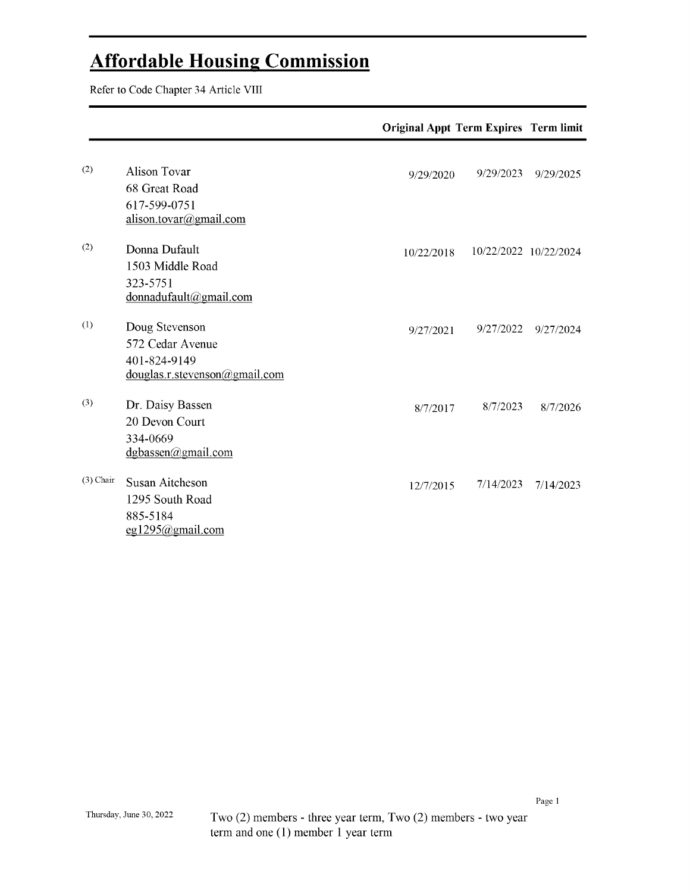# Affordable Housing Commission

Refer to Code Chapter 34 Article VIII

| | | Original Appt | Term Expires | Term limit |
|---|---|---|---|---|
| (2) | Alison Tovar<br>68 Great Road<br>617-599-0751<br>alison.tovar@gmail.com | 9/29/2020 | 9/29/2023 | 9/29/2025 |
| (2) | Donna Dufault<br>1503 Middle Road<br>323-5751<br>donnadufault@gmail.com | 10/22/2018 | 10/22/2022 | 10/22/2024 |
| (1) | Doug Stevenson<br>572 Cedar Avenue<br>401-824-9149<br>douglas.r.stevenson@gmail.com | 9/27/2021 | 9/27/2022 | 9/27/2024 |
| (3) | Dr. Daisy Bassen<br>20 Devon Court<br>334-0669<br>dgbassen@gmail.com | 8/7/2017 | 8/7/2023 | 8/7/2026 |
| (3) Chair | Susan Aitcheson<br>1295 South Road<br>885-5184<br>eg1295@gmail.com | 12/7/2015 | 7/14/2023 | 7/14/2023 |

Thursday, June 30, 2022

Two (2) members - three year term, Two (2) members - two year term and one (1) member 1 year term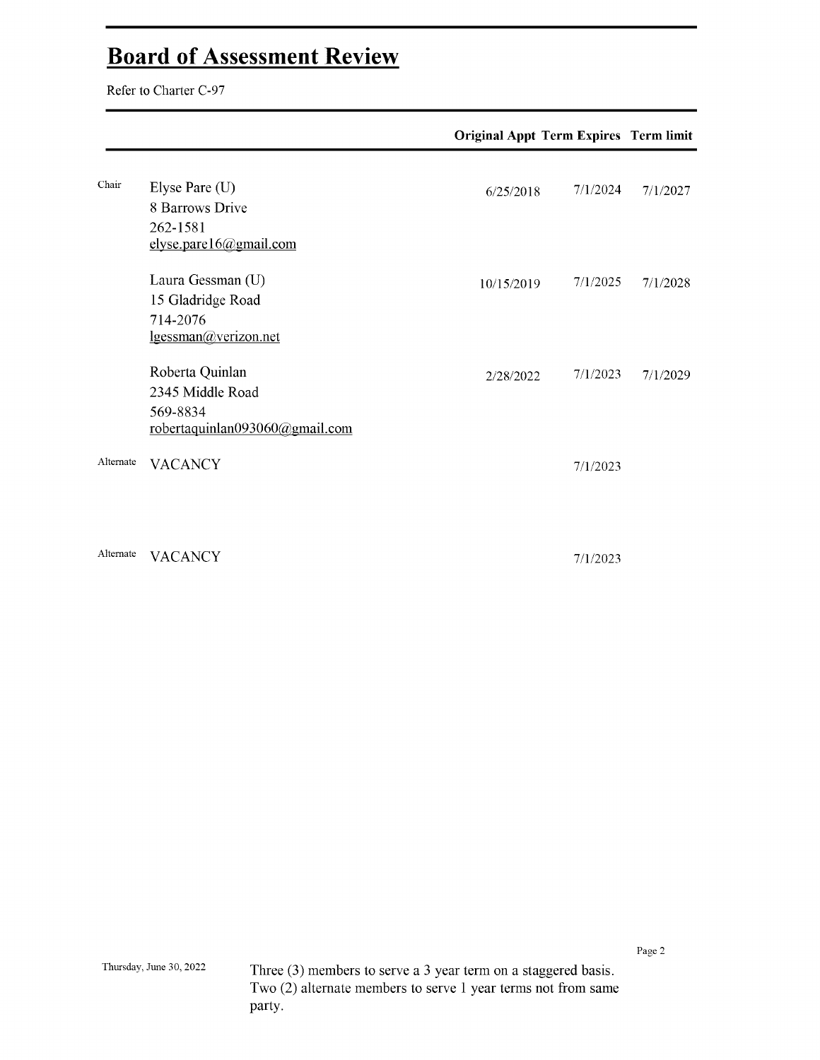# Board of Assessment Review

Refer to Charter C-97

| | | Original Appt | Term Expires | Term limit |
|---|---|---|---|---|
| Chair | Elyse Pare (U)<br>8 Barrows Drive<br>262-1581<br>elyse.pare16@gmail.com | 6/25/2018 | 7/1/2024 | 7/1/2027 |
| | Laura Gessman (U)<br>15 Gladridge Road<br>714-2076<br>lgessman@verizon.net | 10/15/2019 | 7/1/2025 | 7/1/2028 |
| | Roberta Quinlan<br>2345 Middle Road<br>569-8834<br>robertaquinlan093060@gmail.com | 2/28/2022 | 7/1/2023 | 7/1/2029 |
| Alternate | VACANCY | | 7/1/2023 | |
| Alternate | VACANCY | | 7/1/2023 | |

Thursday, June 30, 2022

Three (3) members to serve a 3 year term on a staggered basis. Two (2) alternate members to serve 1 year terms not from same party.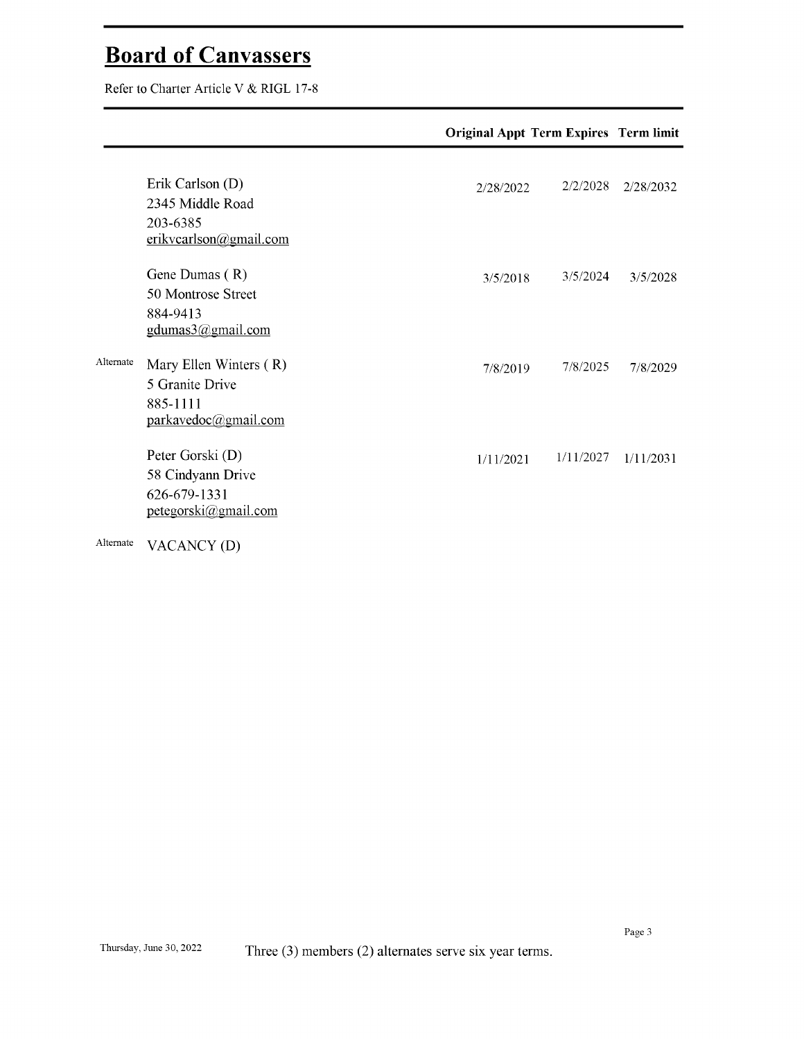## Board of Canvassers

Refer to Charter Article V & RIGL 17-8

| | | Original Appt | Term Expires | Term limit |
|---|---|---|---|---|
| | Erik Carlson (D)<br>2345 Middle Road<br>203-6385<br>erikvcarlson@gmail.com | 2/28/2022 | 2/2/2028 | 2/28/2032 |
| | Gene Dumas ( R)<br>50 Montrose Street<br>884-9413<br>gdumas3@gmail.com | 3/5/2018 | 3/5/2024 | 3/5/2028 |
| Alternate | Mary Ellen Winters ( R)<br>5 Granite Drive<br>885-1111<br>parkavedoc@gmail.com | 7/8/2019 | 7/8/2025 | 7/8/2029 |
| | Peter Gorski (D)<br>58 Cindyann Drive<br>626-679-1331<br>petegorski@gmail.com | 1/11/2021 | 1/11/2027 | 1/11/2031 |
| Alternate | VACANCY (D) | | | |

Thursday, June 30, 2022

Three (3) members (2) alternates serve six year terms.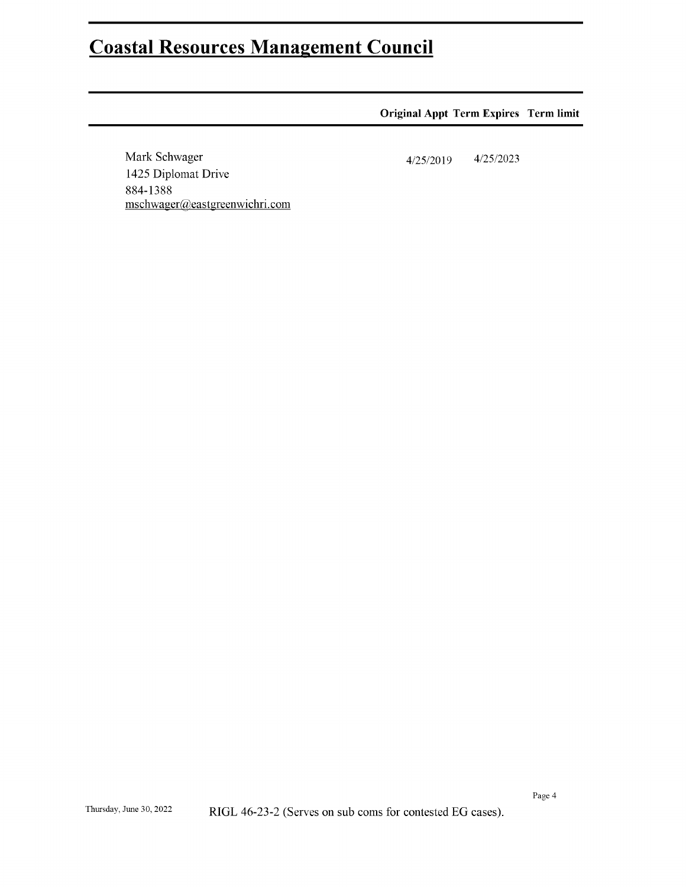## Coastal Resources Management Council

| | Original Appt | Term Expires | Term limit |
|---|---|---|---|
| Mark Schwager<br>1425 Diplomat Drive<br>884-1388<br>mschwager@eastgreenwichri.com | 4/25/2019 | 4/25/2023 | |

Thursday, June 30, 2022

RIGL 46-23-2 (Serves on sub coms for contested EG cases).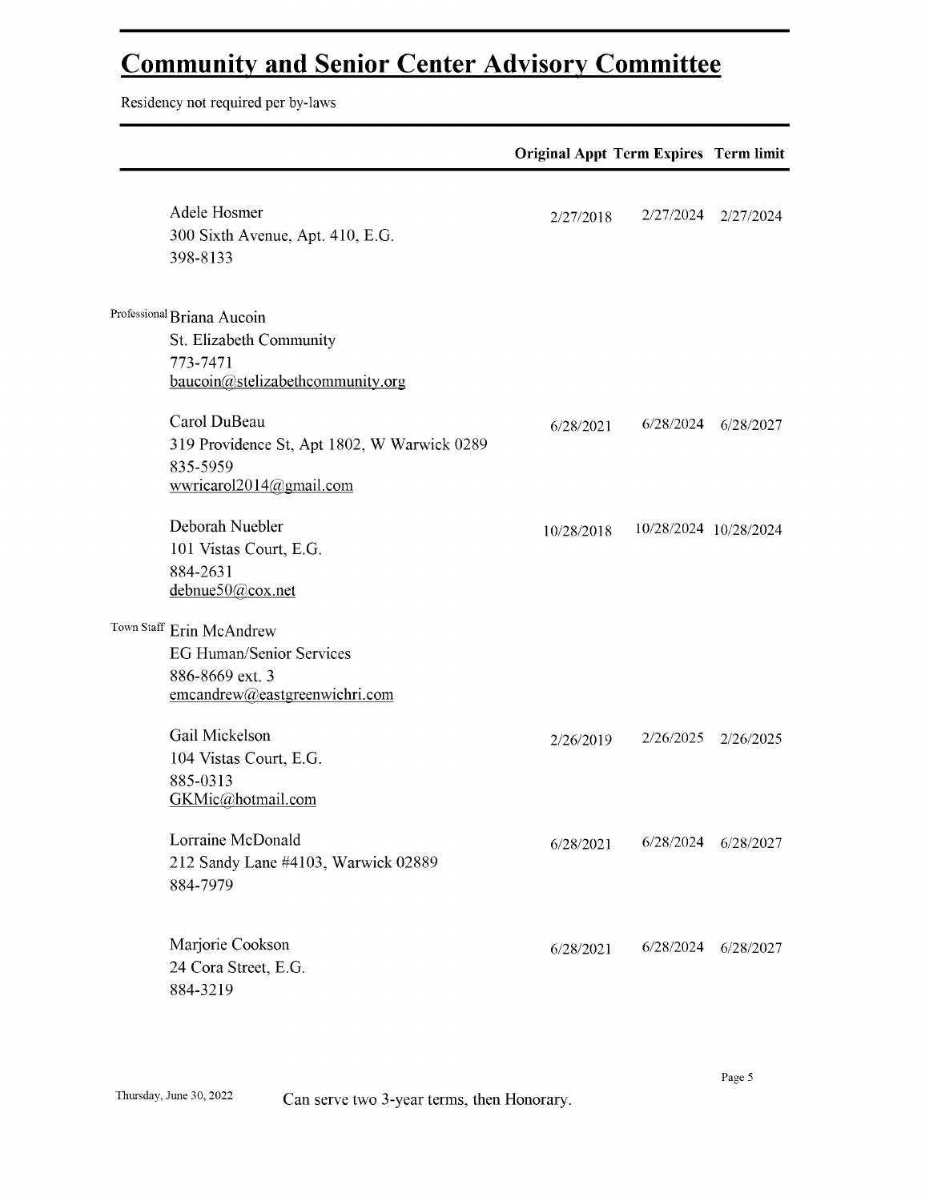# Community and Senior Center Advisory Committee

Residency not required per by-laws

| | | Original Appt | Term Expires | Term limit |
|---|---|---|---|---|
| | Adele Hosmer<br>300 Sixth Avenue, Apt. 410, E.G.<br>398-8133 | 2/27/2018 | 2/27/2024 | 2/27/2024 |
| Professional | Briana Aucoin<br>St. Elizabeth Community<br>773-7471<br>baucoin@stelizabethcommunity.org | | | |
| | Carol DuBeau<br>319 Providence St, Apt 1802, W Warwick 0289<br>835-5959<br>wwricarol2014@gmail.com | 6/28/2021 | 6/28/2024 | 6/28/2027 |
| | Deborah Nuebler<br>101 Vistas Court, E.G.<br>884-2631<br>debnue50@cox.net | 10/28/2018 | 10/28/2024 | 10/28/2024 |
| Town Staff | Erin McAndrew<br>EG Human/Senior Services<br>886-8669 ext. 3<br>emcandrew@eastgreenwichri.com | | | |
| | Gail Mickelson<br>104 Vistas Court, E.G.<br>885-0313<br>GKMic@hotmail.com | 2/26/2019 | 2/26/2025 | 2/26/2025 |
| | Lorraine McDonald<br>212 Sandy Lane #4103, Warwick 02889<br>884-7979 | 6/28/2021 | 6/28/2024 | 6/28/2027 |
| | Marjorie Cookson<br>24 Cora Street, E.G.<br>884-3219 | 6/28/2021 | 6/28/2024 | 6/28/2027 |

Thursday, June 30, 2022

Can serve two 3-year terms, then Honorary.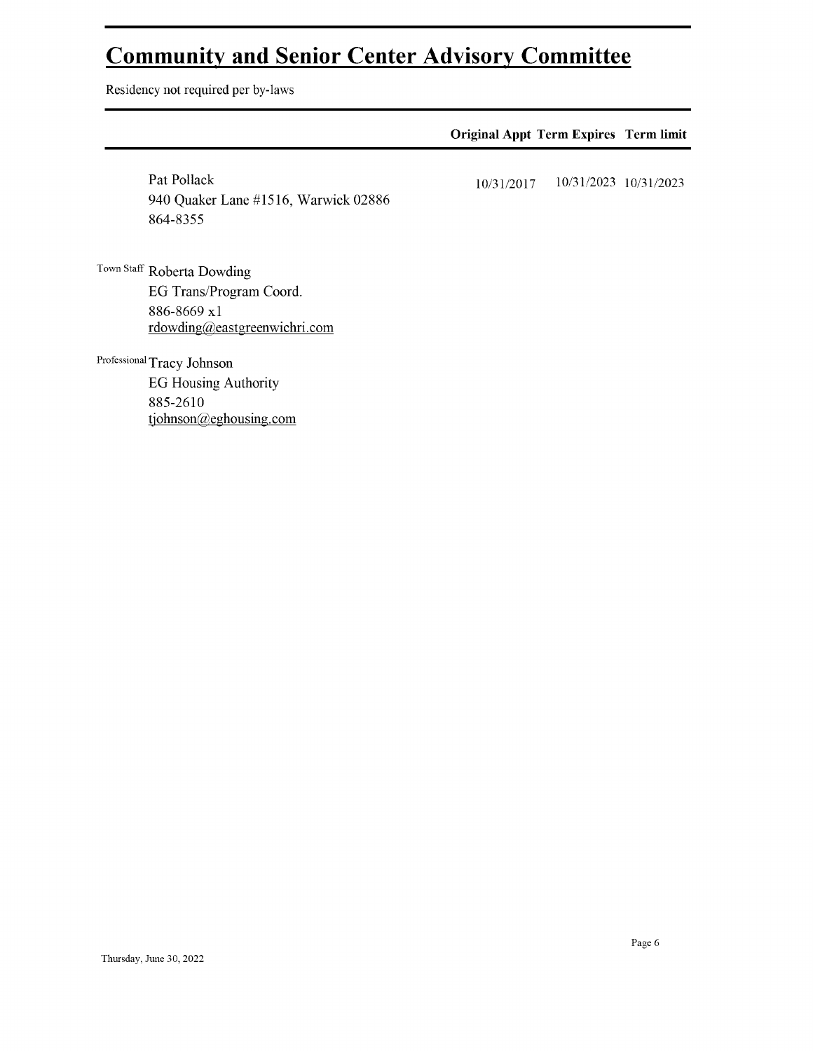# Community and Senior Center Advisory Committee

Residency not required per by-laws

| | | Original Appt | Term Expires | Term limit |
|---|---|---|---|---|
| | Pat Pollack<br>940 Quaker Lane #1516, Warwick 02886<br>864-8355 | 10/31/2017 | 10/31/2023 | 10/31/2023 |
| Town Staff | Roberta Dowding<br>EG Trans/Program Coord.<br>886-8669 x1<br>rdowding@eastgreenwichri.com | | | |
| Professional | Tracy Johnson<br>EG Housing Authority<br>885-2610<br>tjohnson@eghousing.com | | | |

Thursday, June 30, 2022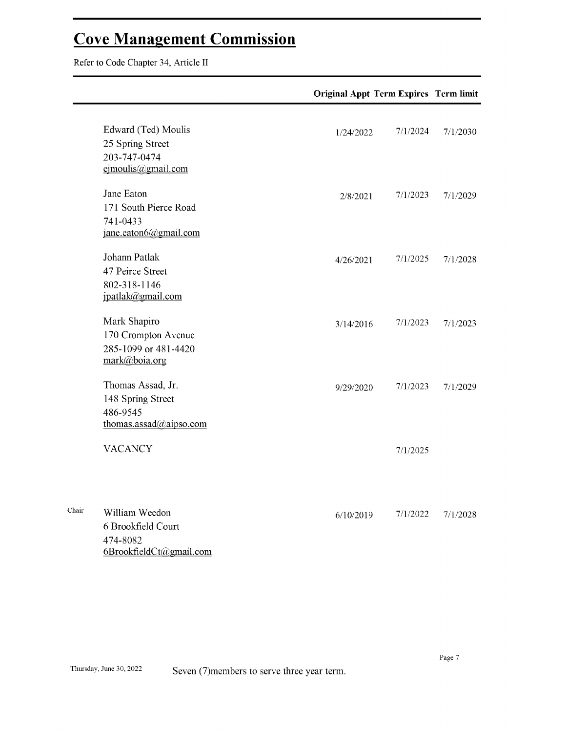# Cove Management Commission

Refer to Code Chapter 34, Article II

| | | Original Appt | Term Expires | Term limit |
|---|---|---|---|---|
| | Edward (Ted) Moulis<br>25 Spring Street<br>203-747-0474<br>ejmoulis@gmail.com | 1/24/2022 | 7/1/2024 | 7/1/2030 |
| | Jane Eaton<br>171 South Pierce Road<br>741-0433<br>jane.eaton6@gmail.com | 2/8/2021 | 7/1/2023 | 7/1/2029 |
| | Johann Patlak<br>47 Peirce Street<br>802-318-1146<br>jpatlak@gmail.com | 4/26/2021 | 7/1/2025 | 7/1/2028 |
| | Mark Shapiro<br>170 Crompton Avenue<br>285-1099 or 481-4420<br>mark@boia.org | 3/14/2016 | 7/1/2023 | 7/1/2023 |
| | Thomas Assad, Jr.<br>148 Spring Street<br>486-9545<br>thomas.assad@aipso.com | 9/29/2020 | 7/1/2023 | 7/1/2029 |
| | VACANCY | | 7/1/2025 | |
| Chair | William Weedon<br>6 Brookfield Court<br>474-8082<br>6BrookfieldCt@gmail.com | 6/10/2019 | 7/1/2022 | 7/1/2028 |

Thursday, June 30, 2022

Seven (7)members to serve three year term.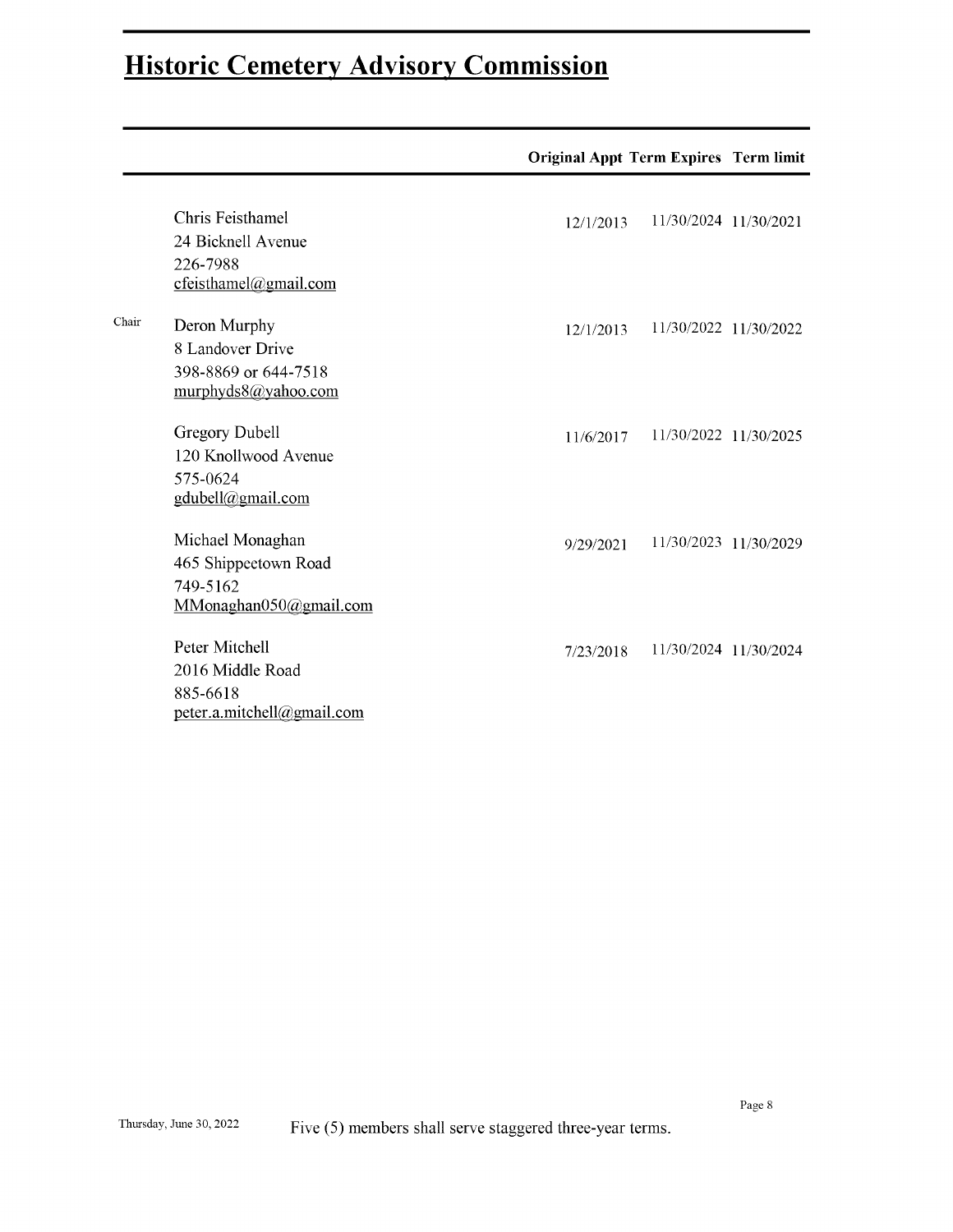# Historic Cemetery Advisory Commission

| | | Original Appt | Term Expires | Term limit |
|---|---|---|---|---|
| | Chris Feisthamel<br>24 Bicknell Avenue<br>226-7988<br>cfeisthamel@gmail.com | 12/1/2013 | 11/30/2024 | 11/30/2021 |
| Chair | Deron Murphy<br>8 Landover Drive<br>398-8869 or 644-7518<br>murphyds8@yahoo.com | 12/1/2013 | 11/30/2022 | 11/30/2022 |
| | Gregory Dubell<br>120 Knollwood Avenue<br>575-0624<br>gdubell@gmail.com | 11/6/2017 | 11/30/2022 | 11/30/2025 |
| | Michael Monaghan<br>465 Shippeetown Road<br>749-5162<br>MMonaghan050@gmail.com | 9/29/2021 | 11/30/2023 | 11/30/2029 |
| | Peter Mitchell<br>2016 Middle Road<br>885-6618<br>peter.a.mitchell@gmail.com | 7/23/2018 | 11/30/2024 | 11/30/2024 |

Thursday, June 30, 2022

Five (5) members shall serve staggered three-year terms.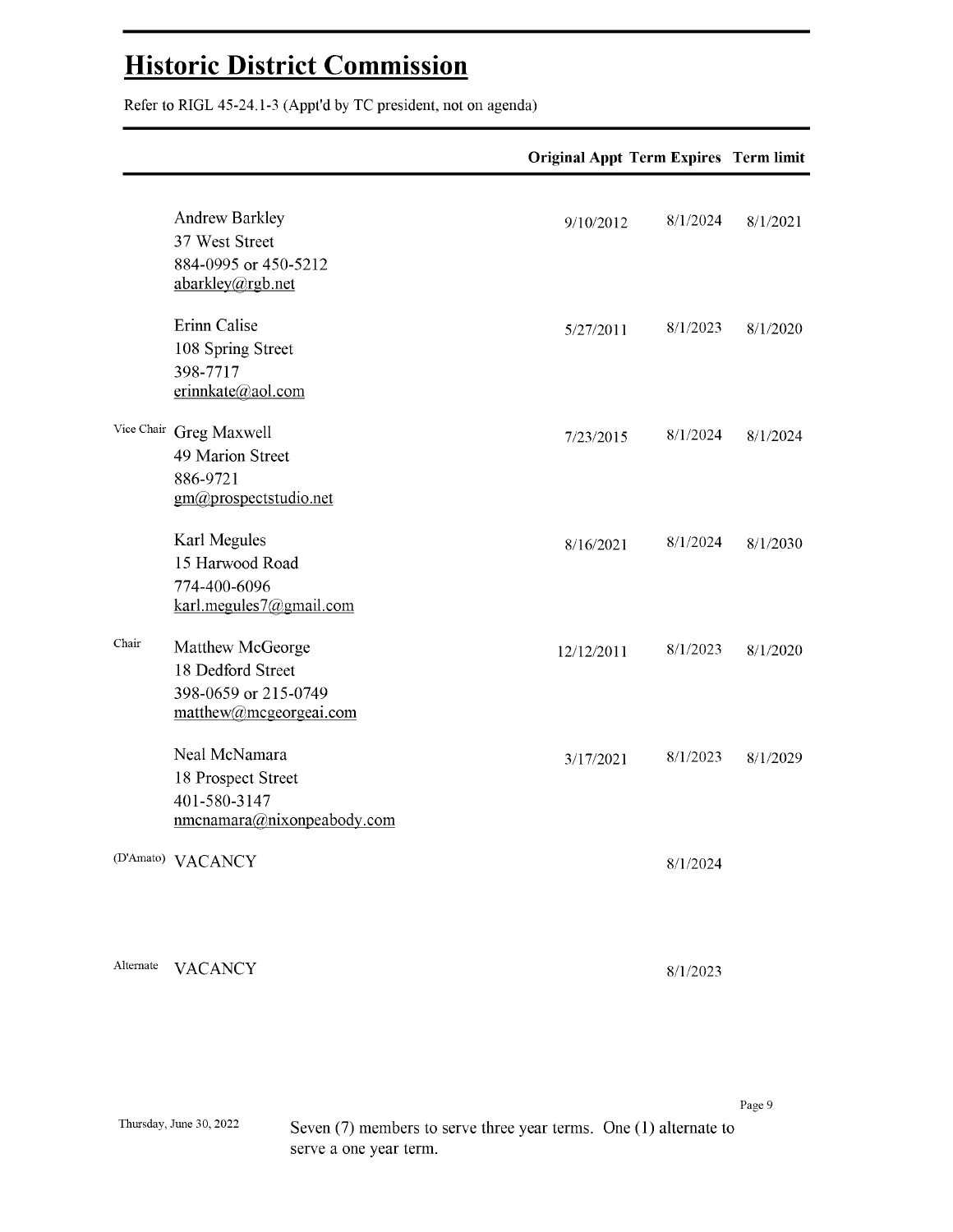# Historic District Commission

Refer to RIGL 45-24.1-3 (Appt'd by TC president, not on agenda)

| | | Original Appt | Term Expires | Term limit |
|---|---|---|---|---|
| | Andrew Barkley<br>37 West Street<br>884-0995 or 450-5212<br>abarkley@rgb.net | 9/10/2012 | 8/1/2024 | 8/1/2021 |
| | Erinn Calise<br>108 Spring Street<br>398-7717<br>erinnkate@aol.com | 5/27/2011 | 8/1/2023 | 8/1/2020 |
| Vice Chair | Greg Maxwell<br>49 Marion Street<br>886-9721<br>gm@prospectstudio.net | 7/23/2015 | 8/1/2024 | 8/1/2024 |
| | Karl Megules<br>15 Harwood Road<br>774-400-6096<br>karl.megules7@gmail.com | 8/16/2021 | 8/1/2024 | 8/1/2030 |
| Chair | Matthew McGeorge<br>18 Dedford Street<br>398-0659 or 215-0749<br>matthew@mcgeorgeai.com | 12/12/2011 | 8/1/2023 | 8/1/2020 |
| | Neal McNamara<br>18 Prospect Street<br>401-580-3147<br>nmcnamara@nixonpeabody.com | 3/17/2021 | 8/1/2023 | 8/1/2029 |
| (D'Amato) | VACANCY | | 8/1/2024 | |
| Alternate | VACANCY | | 8/1/2023 | |

Thursday, June 30, 2022

Seven (7) members to serve three year terms. One (1) alternate to serve a one year term.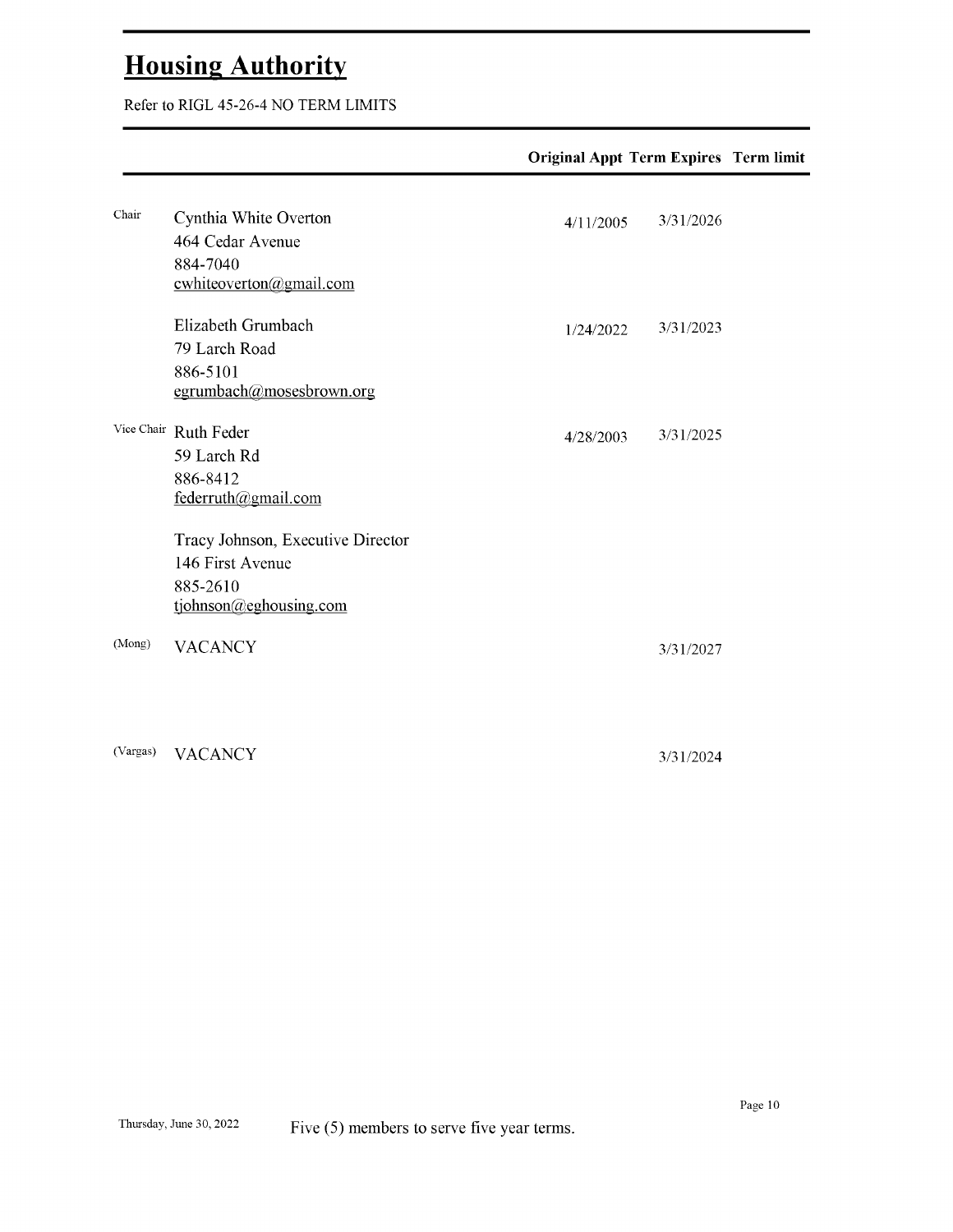# Housing Authority

Refer to RIGL 45-26-4 NO TERM LIMITS

| | | Original Appt | Term Expires | Term limit |
|---|---|---|---|---|
| Chair | Cynthia White Overton<br>464 Cedar Avenue<br>884-7040<br>cwhiteoverton@gmail.com | 4/11/2005 | 3/31/2026 | |
| | Elizabeth Grumbach<br>79 Larch Road<br>886-5101<br>egrumbach@mosesbrown.org | 1/24/2022 | 3/31/2023 | |
| Vice Chair | Ruth Feder<br>59 Larch Rd<br>886-8412<br>federruth@gmail.com | 4/28/2003 | 3/31/2025 | |
| | Tracy Johnson, Executive Director<br>146 First Avenue<br>885-2610<br>tjohnson@eghousing.com | | | |
| (Mong) | VACANCY | | 3/31/2027 | |
| (Vargas) | VACANCY | | 3/31/2024 | |

Thursday, June 30, 2022

Five (5) members to serve five year terms.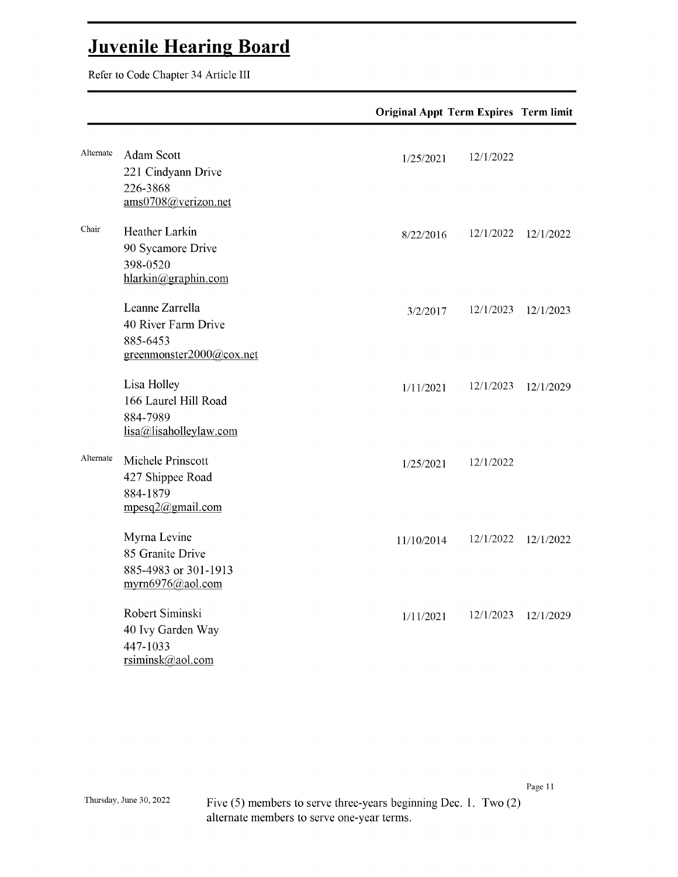# Juvenile Hearing Board

Refer to Code Chapter 34 Article III

| | | Original Appt | Term Expires | Term limit |
|---|---|---|---|---|
| Alternate | Adam Scott<br>221 Cindyann Drive<br>226-3868<br>ams0708@verizon.net | 1/25/2021 | 12/1/2022 | |
| Chair | Heather Larkin<br>90 Sycamore Drive<br>398-0520<br>hlarkin@graphin.com | 8/22/2016 | 12/1/2022 | 12/1/2022 |
| | Leanne Zarrella<br>40 River Farm Drive<br>885-6453<br>greenmonster2000@cox.net | 3/2/2017 | 12/1/2023 | 12/1/2023 |
| | Lisa Holley<br>166 Laurel Hill Road<br>884-7989<br>lisa@lisaholleylaw.com | 1/11/2021 | 12/1/2023 | 12/1/2029 |
| Alternate | Michele Prinscott<br>427 Shippee Road<br>884-1879<br>mpesq2@gmail.com | 1/25/2021 | 12/1/2022 | |
| | Myrna Levine<br>85 Granite Drive<br>885-4983 or 301-1913<br>myrn6976@aol.com | 11/10/2014 | 12/1/2022 | 12/1/2022 |
| | Robert Siminski<br>40 Ivy Garden Way<br>447-1033<br>rsiminsk@aol.com | 1/11/2021 | 12/1/2023 | 12/1/2029 |

Thursday, June 30, 2022

Five (5) members to serve three-years beginning Dec. 1. Two (2) alternate members to serve one-year terms.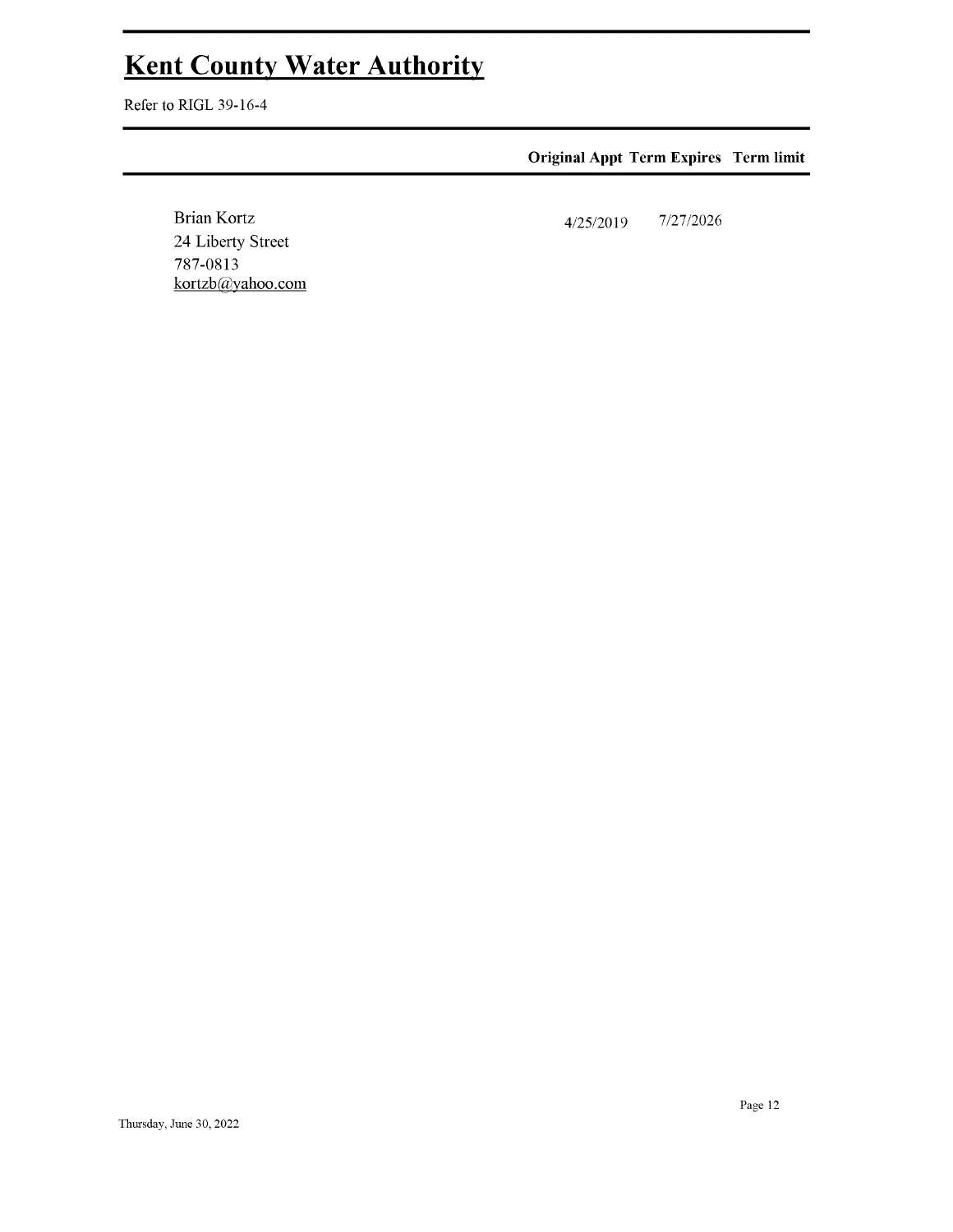# Kent County Water Authority

Refer to RIGL 39-16-4

| | Original Appt | Term Expires | Term limit |
|---|---|---|---|
| Brian Kortz<br>24 Liberty Street<br>787-0813<br>kortzb@yahoo.com | 4/25/2019 | 7/27/2026 | |

Thursday, June 30, 2022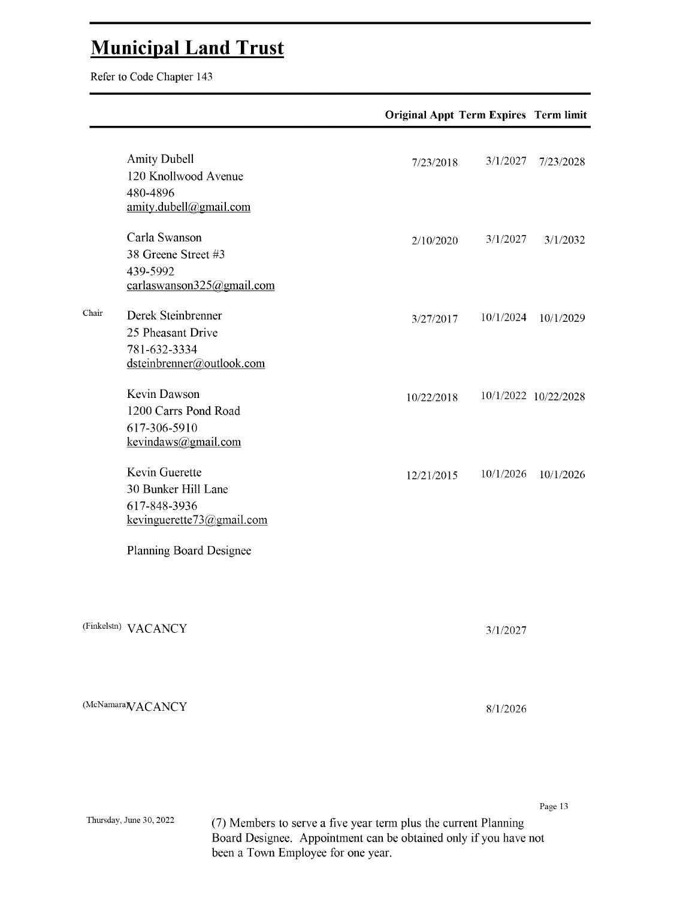# Municipal Land Trust

Refer to Code Chapter 143

| | | Original Appt | Term Expires | Term limit |
|---|---|---|---|---|
| | Amity Dubell<br>120 Knollwood Avenue<br>480-4896<br>amity.dubell@gmail.com | 7/23/2018 | 3/1/2027 | 7/23/2028 |
| | Carla Swanson<br>38 Greene Street #3<br>439-5992<br>carlaswanson325@gmail.com | 2/10/2020 | 3/1/2027 | 3/1/2032 |
| Chair | Derek Steinbrenner<br>25 Pheasant Drive<br>781-632-3334<br>dsteinbrenner@outlook.com | 3/27/2017 | 10/1/2024 | 10/1/2029 |
| | Kevin Dawson<br>1200 Carrs Pond Road<br>617-306-5910<br>kevindaws@gmail.com | 10/22/2018 | 10/1/2022 | 10/22/2028 |
| | Kevin Guerette<br>30 Bunker Hill Lane<br>617-848-3936<br>kevinguerette73@gmail.com | 12/21/2015 | 10/1/2026 | 10/1/2026 |
| | Planning Board Designee | | | |
| (Finkelstn) | VACANCY | | 3/1/2027 | |
| (McNamara) | VACANCY | | 8/1/2026 | |

Thursday, June 30, 2022

(7) Members to serve a five year term plus the current Planning Board Designee. Appointment can be obtained only if you have not been a Town Employee for one year.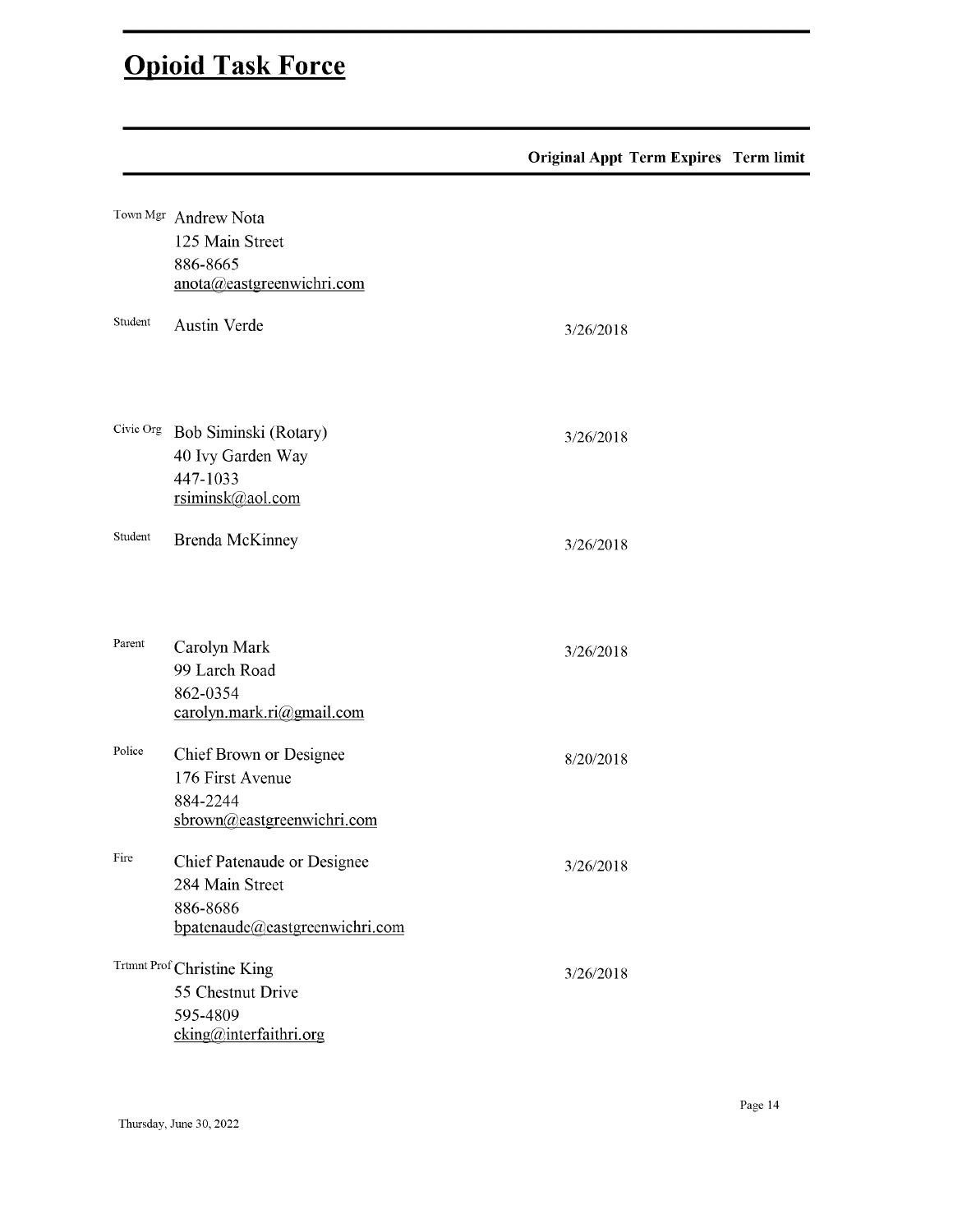# Opioid Task Force

| Category | Member | Original Appt | Term Expires | Term limit |
|---|---|---|---|---|
| Town Mgr | Andrew Nota<br>125 Main Street<br>886-8665<br>anota@eastgreenwichri.com | | | |
| Student | Austin Verde | 3/26/2018 | | |
| Civic Org | Bob Siminski (Rotary)<br>40 Ivy Garden Way<br>447-1033<br>rsiminsk@aol.com | 3/26/2018 | | |
| Student | Brenda McKinney | 3/26/2018 | | |
| Parent | Carolyn Mark<br>99 Larch Road<br>862-0354<br>carolyn.mark.ri@gmail.com | 3/26/2018 | | |
| Police | Chief Brown or Designee<br>176 First Avenue<br>884-2244<br>sbrown@eastgreenwichri.com | 8/20/2018 | | |
| Fire | Chief Patenaude or Designee<br>284 Main Street<br>886-8686<br>bpatenaude@eastgreenwichri.com | 3/26/2018 | | |
| Trtmnt Prof | Christine King<br>55 Chestnut Drive<br>595-4809<br>cking@interfaithri.org | 3/26/2018 | | |

Thursday, June 30, 2022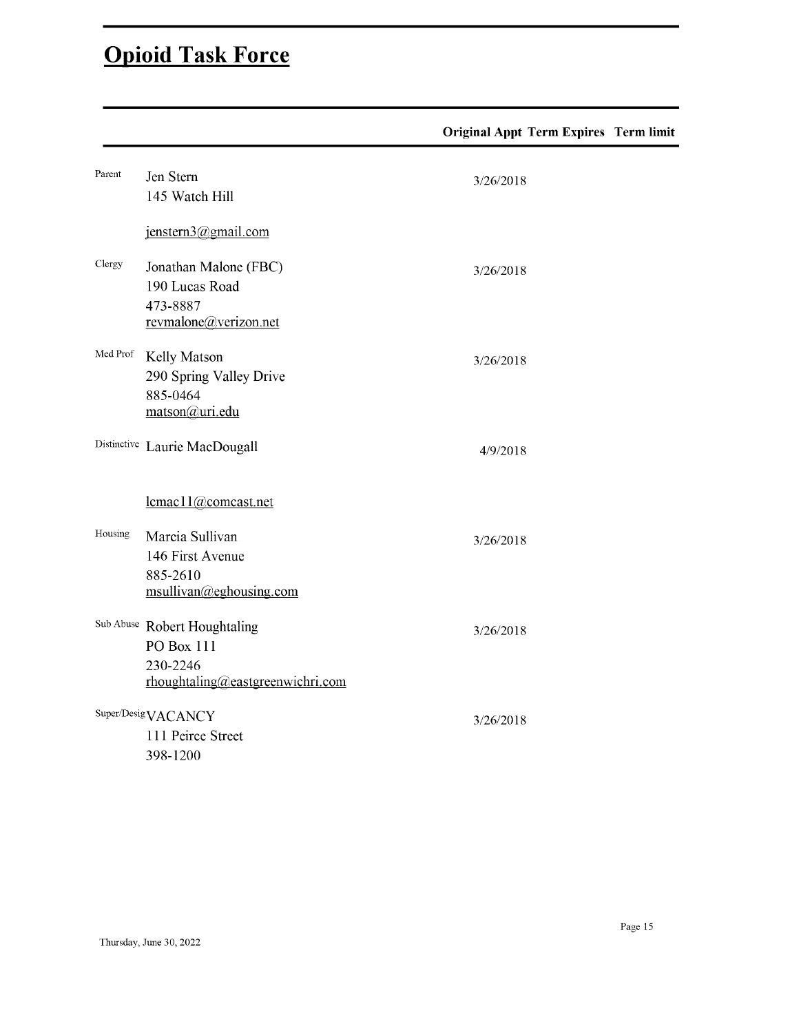# Opioid Task Force

| | | Original Appt | Term Expires | Term limit |
|---|---|---|---|---|
| Parent | Jen Stern<br>145 Watch Hill<br><br>jenstern3@gmail.com | 3/26/2018 | | |
| Clergy | Jonathan Malone (FBC)<br>190 Lucas Road<br>473-8887<br>revmalone@verizon.net | 3/26/2018 | | |
| Med Prof | Kelly Matson<br>290 Spring Valley Drive<br>885-0464<br>matson@uri.edu | 3/26/2018 | | |
| Distinctive | Laurie MacDougall<br><br><br>lcmac11@comcast.net | 4/9/2018 | | |
| Housing | Marcia Sullivan<br>146 First Avenue<br>885-2610<br>msullivan@eghousing.com | 3/26/2018 | | |
| Sub Abuse | Robert Houghtaling<br>PO Box 111<br>230-2246<br>rhoughtaling@eastgreenwichri.com | 3/26/2018 | | |
| Super/Desig | VACANCY<br>111 Peirce Street<br>398-1200 | 3/26/2018 | | |

Thursday, June 30, 2022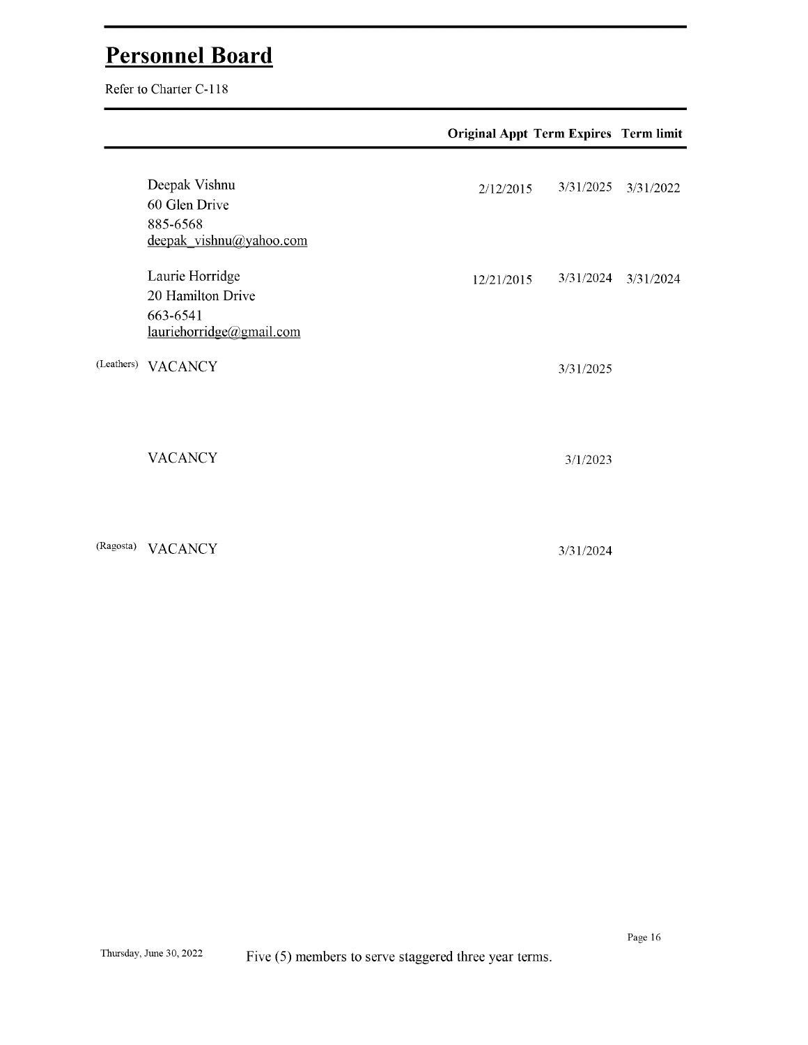## Personnel Board

Refer to Charter C-118

| | | Original Appt | Term Expires | Term limit |
|---|---|---|---|---|
| | Deepak Vishnu<br>60 Glen Drive<br>885-6568<br>deepak_vishnu@yahoo.com | 2/12/2015 | 3/31/2025 | 3/31/2022 |
| | Laurie Horridge<br>20 Hamilton Drive<br>663-6541<br>lauriehorridge@gmail.com | 12/21/2015 | 3/31/2024 | 3/31/2024 |
| (Leathers) | VACANCY | | 3/31/2025 | |
| | VACANCY | | 3/1/2023 | |
| (Ragosta) | VACANCY | | 3/31/2024 | |

Thursday, June 30, 2022

Five (5) members to serve staggered three year terms.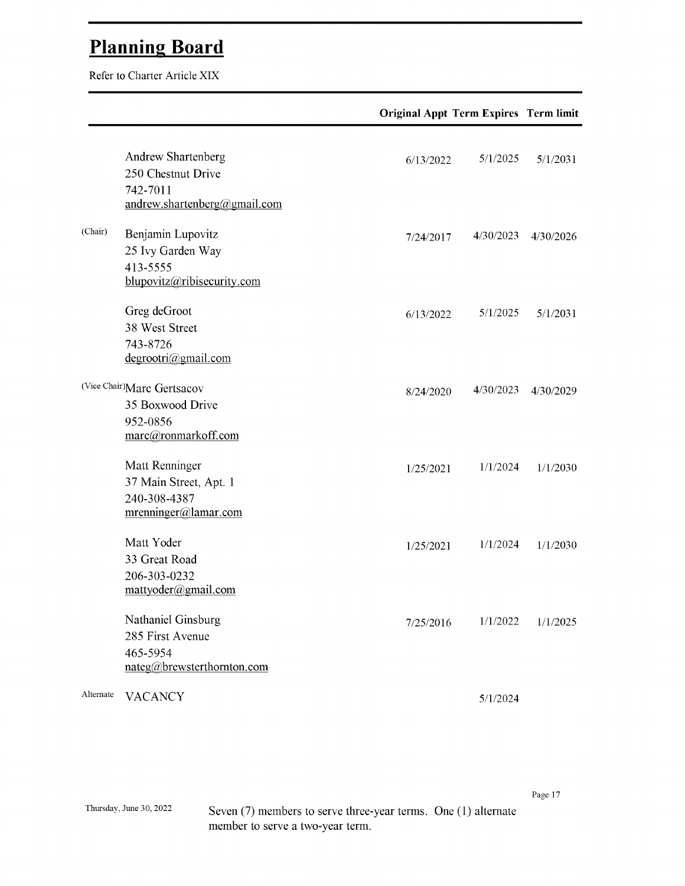## Planning Board

Refer to Charter Article XIX

| | | Original Appt | Term Expires | Term limit |
|---|---|---|---|---|
| | Andrew Shartenberg<br>250 Chestnut Drive<br>742-7011<br>andrew.shartenberg@gmail.com | 6/13/2022 | 5/1/2025 | 5/1/2031 |
| (Chair) | Benjamin Lupovitz<br>25 Ivy Garden Way<br>413-5555<br>blupovitz@ribisecurity.com | 7/24/2017 | 4/30/2023 | 4/30/2026 |
| | Greg deGroot<br>38 West Street<br>743-8726<br>degrootri@gmail.com | 6/13/2022 | 5/1/2025 | 5/1/2031 |
| (Vice Chair) | Marc Gertsacov<br>35 Boxwood Drive<br>952-0856<br>marc@ronmarkoff.com | 8/24/2020 | 4/30/2023 | 4/30/2029 |
| | Matt Renninger<br>37 Main Street, Apt. 1<br>240-308-4387<br>mrenninger@lamar.com | 1/25/2021 | 1/1/2024 | 1/1/2030 |
| | Matt Yoder<br>33 Great Road<br>206-303-0232<br>mattyoder@gmail.com | 1/25/2021 | 1/1/2024 | 1/1/2030 |
| | Nathaniel Ginsburg<br>285 First Avenue<br>465-5954<br>nateg@brewsterthornton.com | 7/25/2016 | 1/1/2022 | 1/1/2025 |
| Alternate | VACANCY | | 5/1/2024 | |

Thursday, June 30, 2022

Seven (7) members to serve three-year terms. One (1) alternate member to serve a two-year term.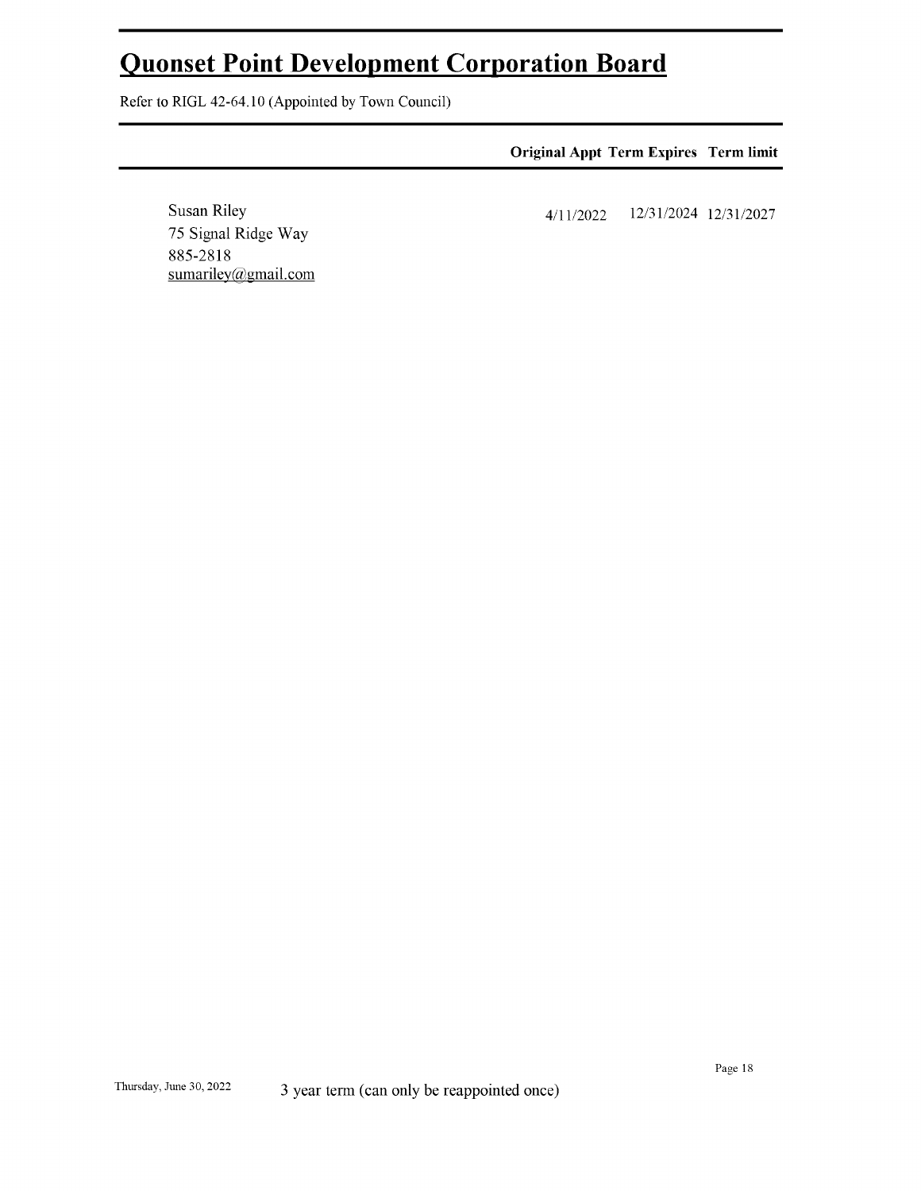# Quonset Point Development Corporation Board

Refer to RIGL 42-64.10 (Appointed by Town Council)

| | Original Appt | Term Expires | Term limit |
|---|---|---|---|
| Susan Riley<br>75 Signal Ridge Way<br>885-2818<br>sumariley@gmail.com | 4/11/2022 | 12/31/2024 | 12/31/2027 |

3 year term (can only be reappointed once)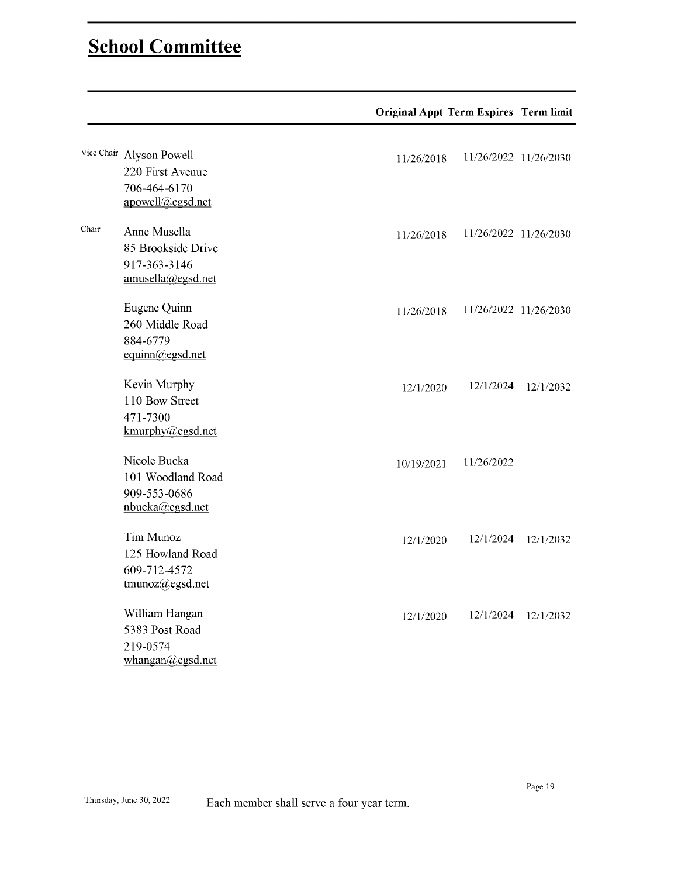# School Committee

| | | Original Appt | Term Expires | Term limit |
|---|---|---|---|---|
| Vice Chair | Alyson Powell<br>220 First Avenue<br>706-464-6170<br>apowell@egsd.net | 11/26/2018 | 11/26/2022 | 11/26/2030 |
| Chair | Anne Musella<br>85 Brookside Drive<br>917-363-3146<br>amusella@egsd.net | 11/26/2018 | 11/26/2022 | 11/26/2030 |
| | Eugene Quinn<br>260 Middle Road<br>884-6779<br>equinn@egsd.net | 11/26/2018 | 11/26/2022 | 11/26/2030 |
| | Kevin Murphy<br>110 Bow Street<br>471-7300<br>kmurphy@egsd.net | 12/1/2020 | 12/1/2024 | 12/1/2032 |
| | Nicole Bucka<br>101 Woodland Road<br>909-553-0686<br>nbucka@egsd.net | 10/19/2021 | 11/26/2022 | |
| | Tim Munoz<br>125 Howland Road<br>609-712-4572<br>tmunoz@egsd.net | 12/1/2020 | 12/1/2024 | 12/1/2032 |
| | William Hangan<br>5383 Post Road<br>219-0574<br>whangan@egsd.net | 12/1/2020 | 12/1/2024 | 12/1/2032 |

Each member shall serve a four year term.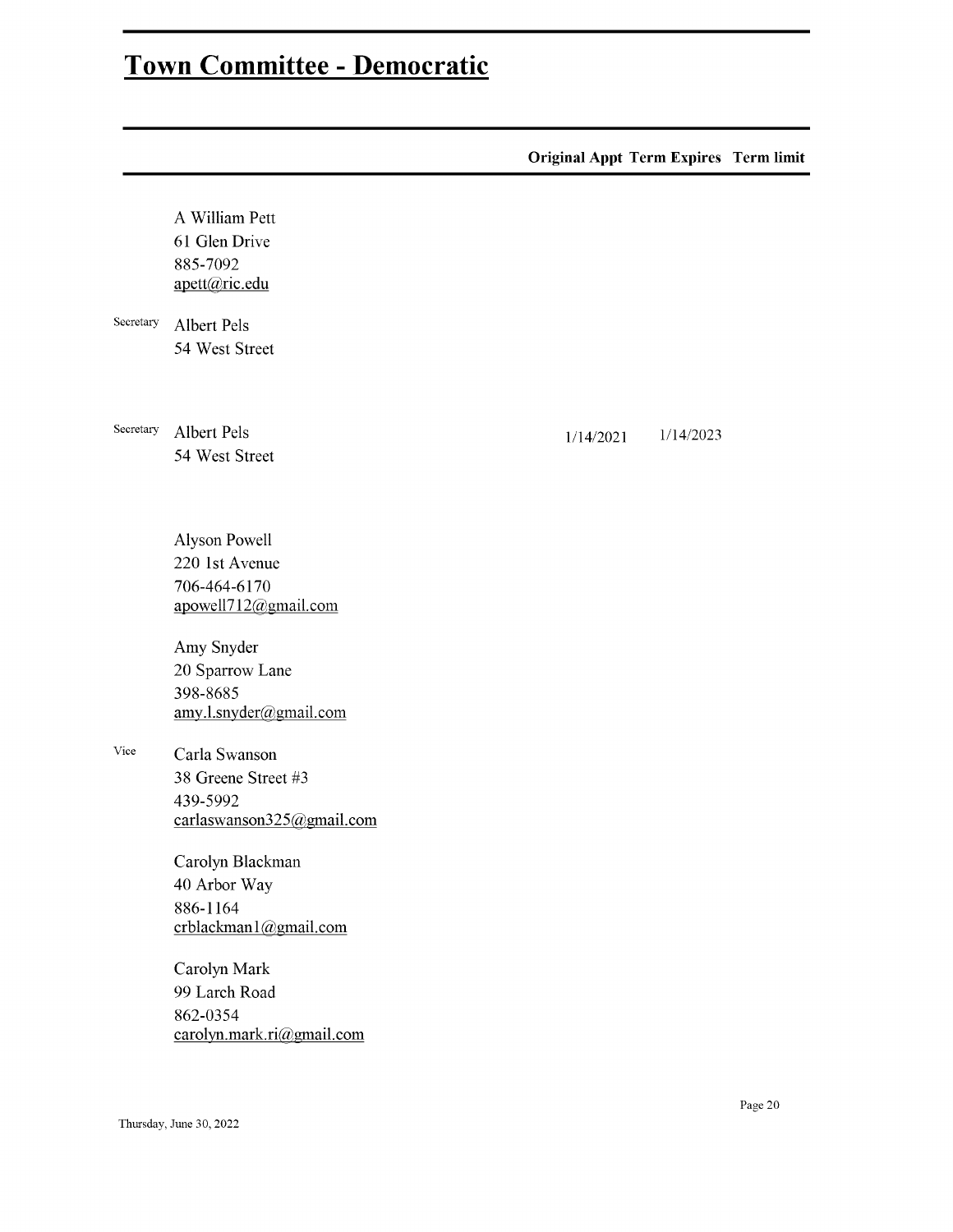## Town Committee - Democratic

| | | Original Appt | Term Expires | Term limit |
|---|---|---|---|---|
| | A William Pett<br>61 Glen Drive<br>885-7092<br>apett@ric.edu | | | |
| Secretary | Albert Pels<br>54 West Street | | | |
| Secretary | Albert Pels<br>54 West Street | 1/14/2021 | 1/14/2023 | |
| | Alyson Powell<br>220 1st Avenue<br>706-464-6170<br>apowell712@gmail.com | | | |
| | Amy Snyder<br>20 Sparrow Lane<br>398-8685<br>amy.l.snyder@gmail.com | | | |
| Vice | Carla Swanson<br>38 Greene Street #3<br>439-5992<br>carlaswanson325@gmail.com | | | |
| | Carolyn Blackman<br>40 Arbor Way<br>886-1164<br>crblackman1@gmail.com | | | |
| | Carolyn Mark<br>99 Larch Road<br>862-0354<br>carolyn.mark.ri@gmail.com | | | |

Thursday, June 30, 2022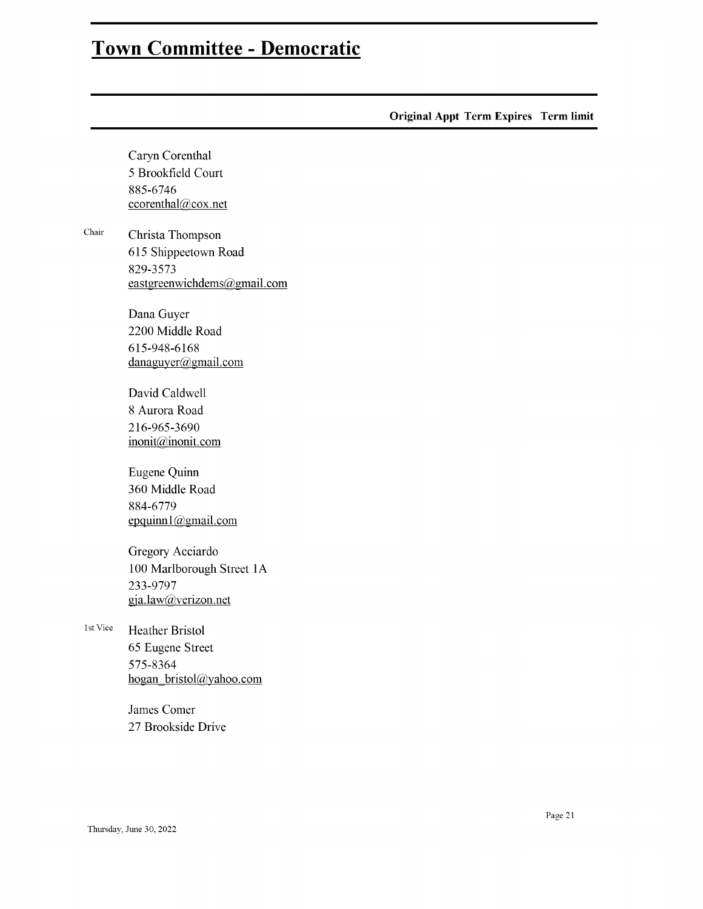# Town Committee - Democratic

| | | Original Appt | Term Expires | Term limit |
|---|---|---|---|---|
| | Caryn Corenthal<br>5 Brookfield Court<br>885-6746<br>ccorenthal@cox.net | | | |
| Chair | Christa Thompson<br>615 Shippeetown Road<br>829-3573<br>eastgreenwichdems@gmail.com | | | |
| | Dana Guyer<br>2200 Middle Road<br>615-948-6168<br>danaguyer@gmail.com | | | |
| | David Caldwell<br>8 Aurora Road<br>216-965-3690<br>inonit@inonit.com | | | |
| | Eugene Quinn<br>360 Middle Road<br>884-6779<br>epquinn1@gmail.com | | | |
| | Gregory Acciardo<br>100 Marlborough Street 1A<br>233-9797<br>gja.law@verizon.net | | | |
| 1st Vice | Heather Bristol<br>65 Eugene Street<br>575-8364<br>hogan_bristol@yahoo.com | | | |
| | James Comer<br>27 Brookside Drive | | | |

Thursday, June 30, 2022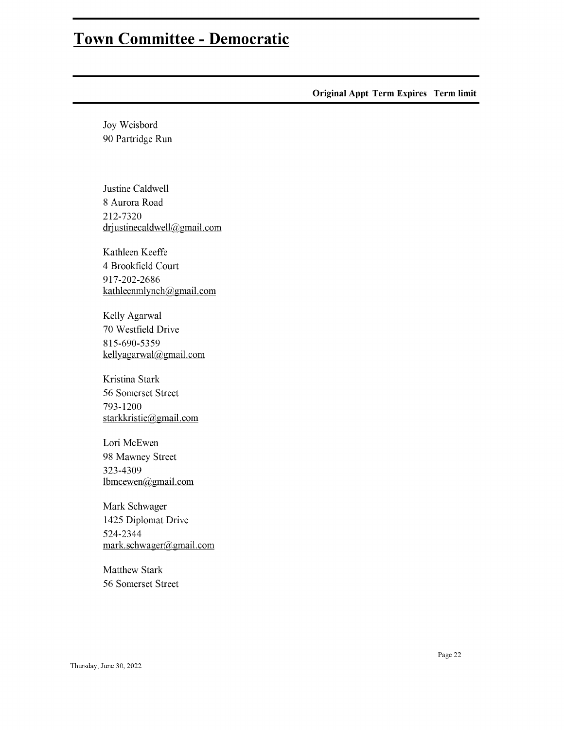# Town Committee - Democratic

**Original Appt Term Expires Term limit**

Joy Weisbord
90 Partridge Run

Justine Caldwell
8 Aurora Road
212-7320
drjustinecaldwell@gmail.com

Kathleen Keeffe
4 Brookfield Court
917-202-2686
kathleenmlynch@gmail.com

Kelly Agarwal
70 Westfield Drive
815-690-5359
kellyagarwal@gmail.com

Kristina Stark
56 Somerset Street
793-1200
starkkristie@gmail.com

Lori McEwen
98 Mawney Street
323-4309
lbmcewen@gmail.com

Mark Schwager
1425 Diplomat Drive
524-2344
mark.schwager@gmail.com

Matthew Stark
56 Somerset Street

Thursday, June 30, 2022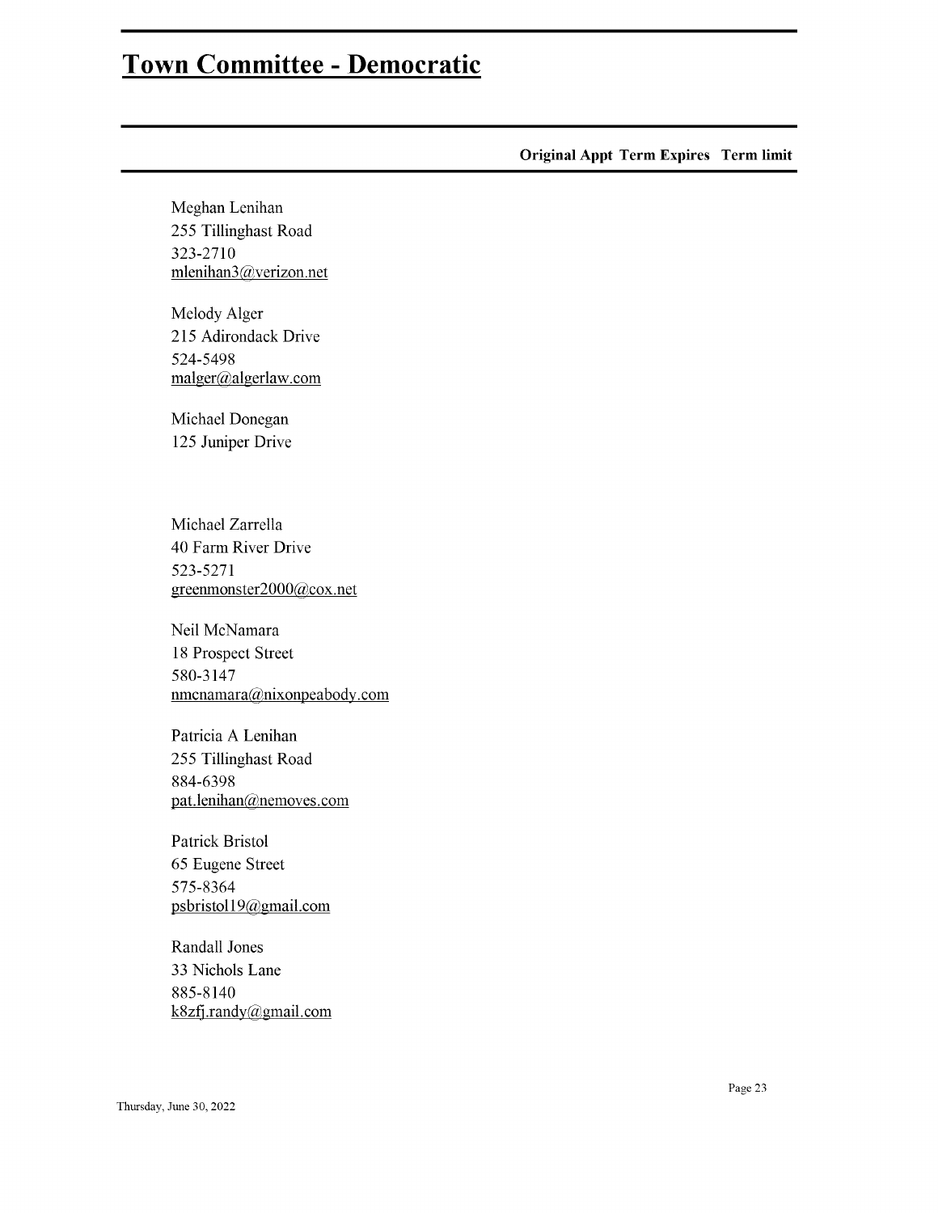# Town Committee - Democratic

**Original Appt Term Expires Term limit**

Meghan Lenihan
255 Tillinghast Road
323-2710
mlenihan3@verizon.net

Melody Alger
215 Adirondack Drive
524-5498
malger@algerlaw.com

Michael Donegan
125 Juniper Drive

Michael Zarrella
40 Farm River Drive
523-5271
greenmonster2000@cox.net

Neil McNamara
18 Prospect Street
580-3147
nmcnamara@nixonpeabody.com

Patricia A Lenihan
255 Tillinghast Road
884-6398
pat.lenihan@nemoves.com

Patrick Bristol
65 Eugene Street
575-8364
psbristol19@gmail.com

Randall Jones
33 Nichols Lane
885-8140
k8zfj.randy@gmail.com

Thursday, June 30, 2022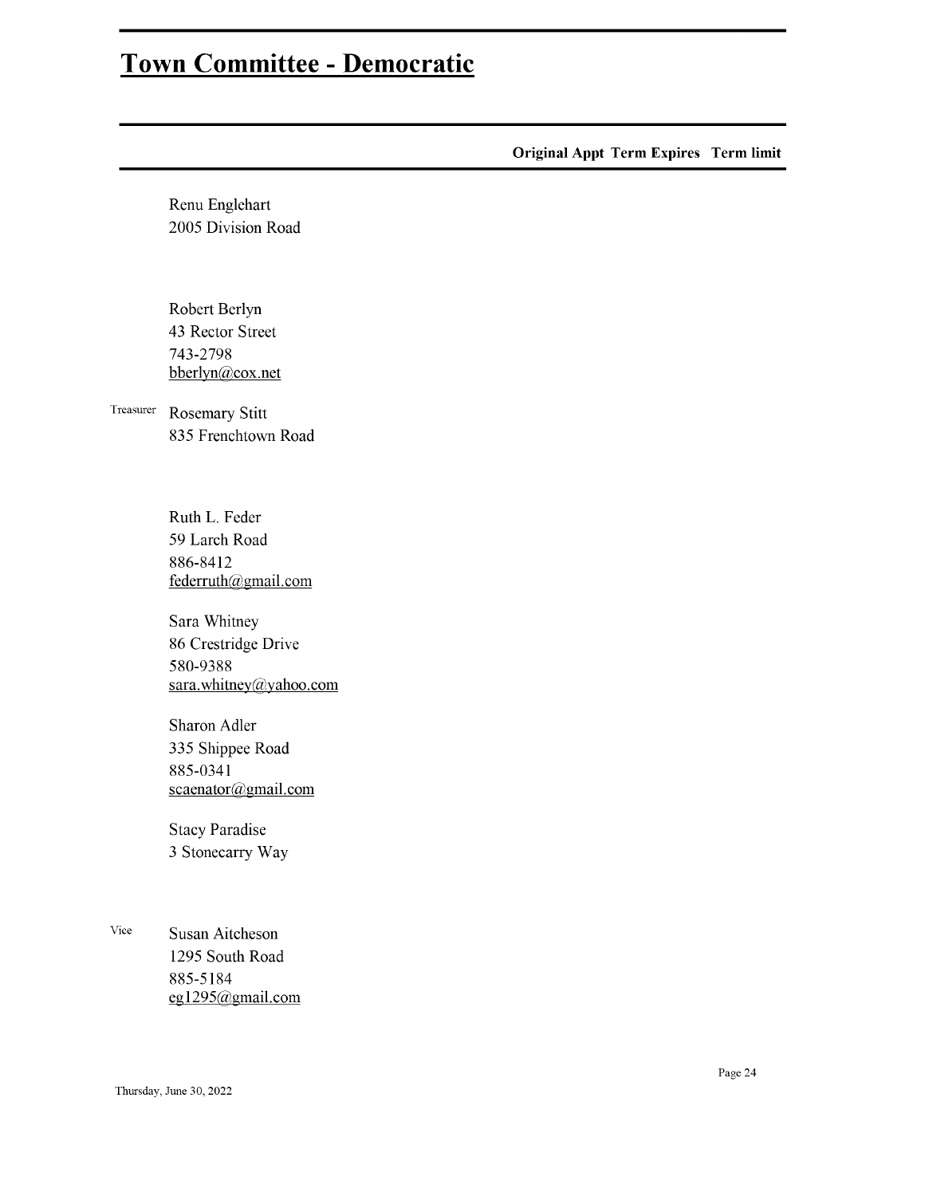# Town Committee - Democratic

| | | Original Appt | Term Expires | Term limit |
|---|---|---|---|---|
| | Renu Englehart<br>2005 Division Road | | | |
| | Robert Berlyn<br>43 Rector Street<br>743-2798<br>bberlyn@cox.net | | | |
| Treasurer | Rosemary Stitt<br>835 Frenchtown Road | | | |
| | Ruth L. Feder<br>59 Larch Road<br>886-8412<br>federruth@gmail.com | | | |
| | Sara Whitney<br>86 Crestridge Drive<br>580-9388<br>sara.whitney@yahoo.com | | | |
| | Sharon Adler<br>335 Shippee Road<br>885-0341<br>scaenator@gmail.com | | | |
| | Stacy Paradise<br>3 Stonecarry Way | | | |
| Vice | Susan Aitcheson<br>1295 South Road<br>885-5184<br>eg1295@gmail.com | | | |

Thursday, June 30, 2022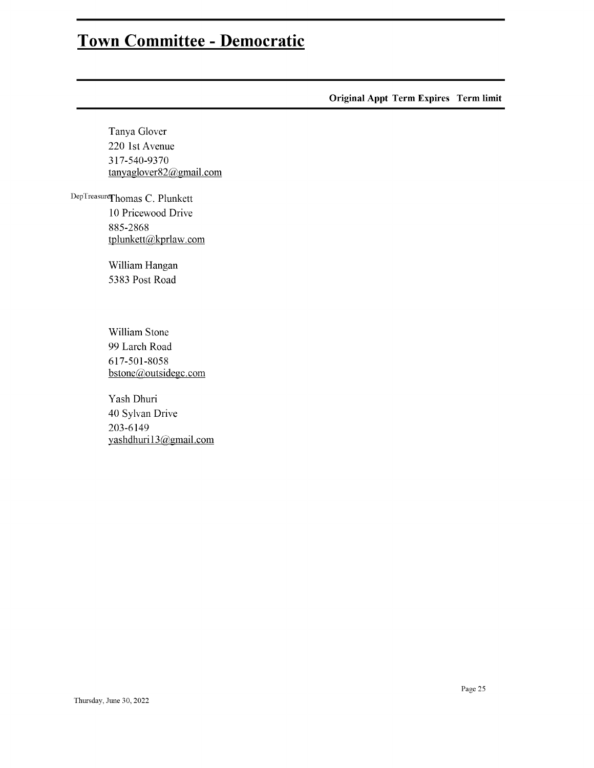# Town Committee - Democratic

**Original Appt Term Expires Term limit**

Tanya Glover
220 1st Avenue
317-540-9370
tanyaglover82@gmail.com

DepTreasure Thomas C. Plunkett
10 Pricewood Drive
885-2868
tplunkett@kprlaw.com

William Hangan
5383 Post Road

William Stone
99 Larch Road
617-501-8058
bstone@outsidegc.com

Yash Dhuri
40 Sylvan Drive
203-6149
yashdhuri13@gmail.com

Thursday, June 30, 2022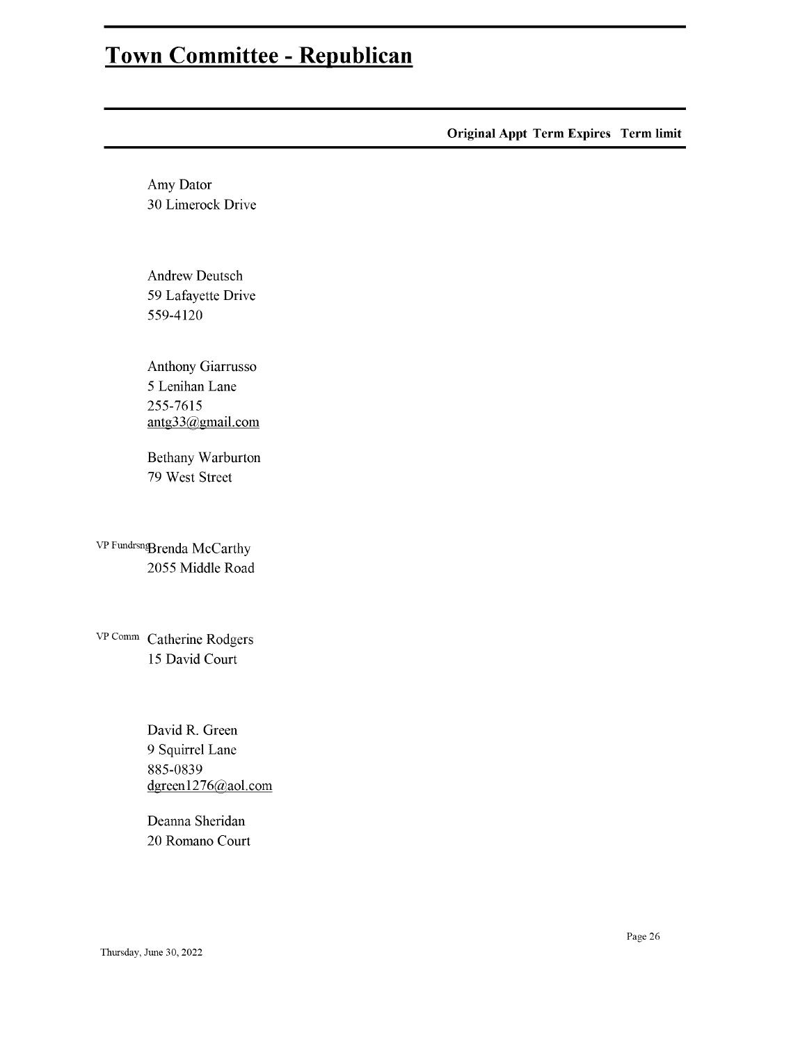# Town Committee - Republican

| | | Original Appt | Term Expires | Term limit |
|---|---|---|---|---|
| | Amy Dator<br>30 Limerock Drive | | | |
| | Andrew Deutsch<br>59 Lafayette Drive<br>559-4120 | | | |
| | Anthony Giarrusso<br>5 Lenihan Lane<br>255-7615<br>antg33@gmail.com | | | |
| | Bethany Warburton<br>79 West Street | | | |
| VP Fundrsng | Brenda McCarthy<br>2055 Middle Road | | | |
| VP Comm | Catherine Rodgers<br>15 David Court | | | |
| | David R. Green<br>9 Squirrel Lane<br>885-0839<br>dgreen1276@aol.com | | | |
| | Deanna Sheridan<br>20 Romano Court | | | |

Thursday, June 30, 2022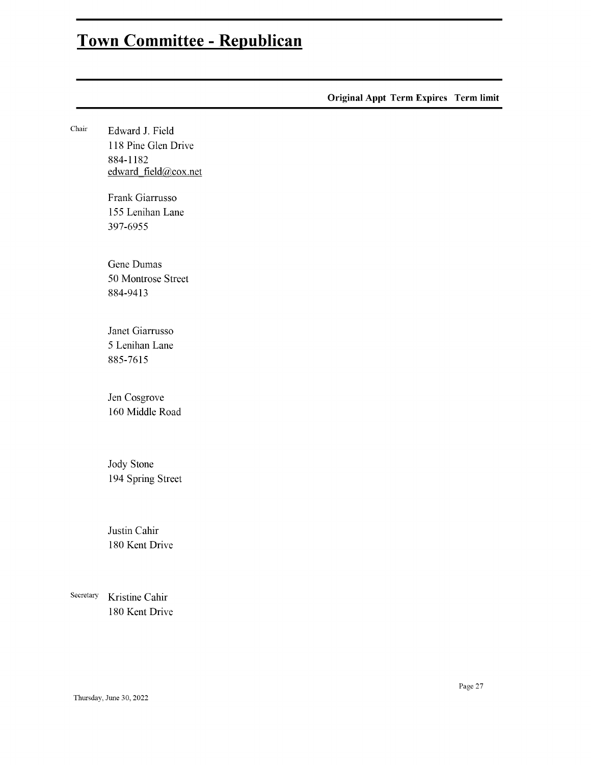# Town Committee - Republican

| | | Original Appt | Term Expires | Term limit |
|---|---|---|---|---|
| Chair | Edward J. Field<br>118 Pine Glen Drive<br>884-1182<br>edward_field@cox.net | | | |
| | Frank Giarrusso<br>155 Lenihan Lane<br>397-6955 | | | |
| | Gene Dumas<br>50 Montrose Street<br>884-9413 | | | |
| | Janet Giarrusso<br>5 Lenihan Lane<br>885-7615 | | | |
| | Jen Cosgrove<br>160 Middle Road | | | |
| | Jody Stone<br>194 Spring Street | | | |
| | Justin Cahir<br>180 Kent Drive | | | |
| Secretary | Kristine Cahir<br>180 Kent Drive | | | |

Thursday, June 30, 2022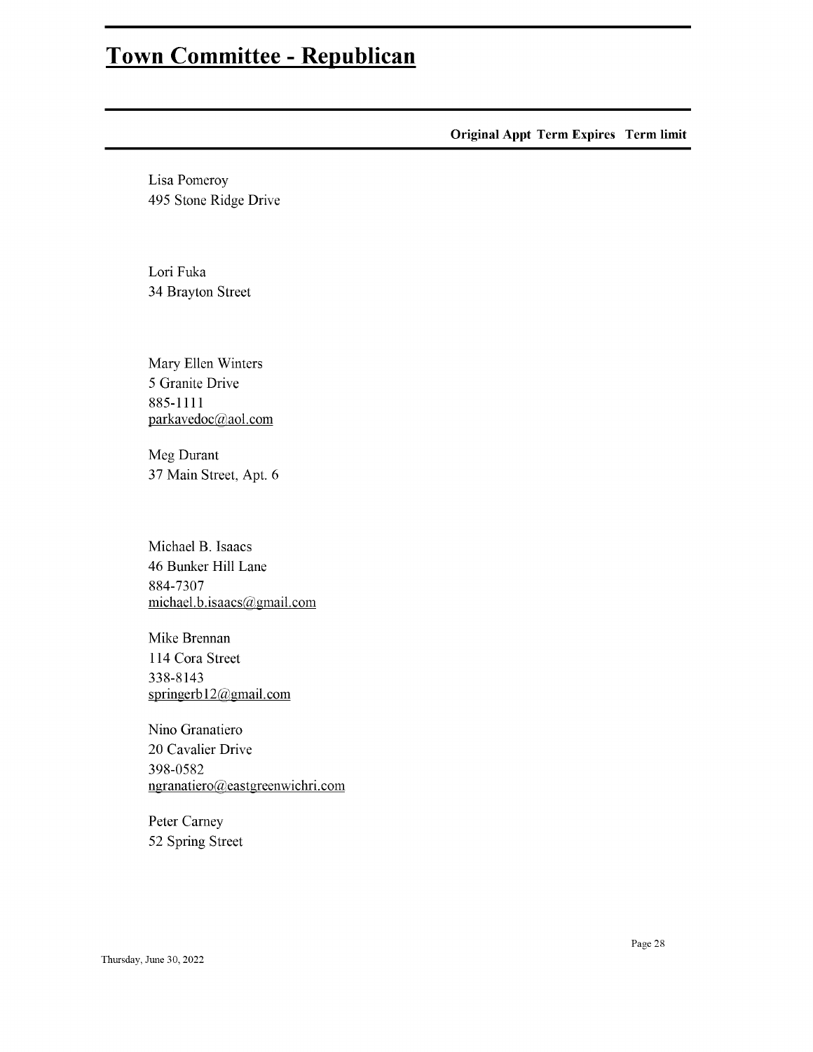# Town Committee - Republican

**Original Appt Term Expires Term limit**

Lisa Pomeroy
495 Stone Ridge Drive

Lori Fuka
34 Brayton Street

Mary Ellen Winters
5 Granite Drive
885-1111
parkavedoc@aol.com

Meg Durant
37 Main Street, Apt. 6

Michael B. Isaacs
46 Bunker Hill Lane
884-7307
michael.b.isaacs@gmail.com

Mike Brennan
114 Cora Street
338-8143
springerb12@gmail.com

Nino Granatiero
20 Cavalier Drive
398-0582
ngranatiero@eastgreenwichri.com

Peter Carney
52 Spring Street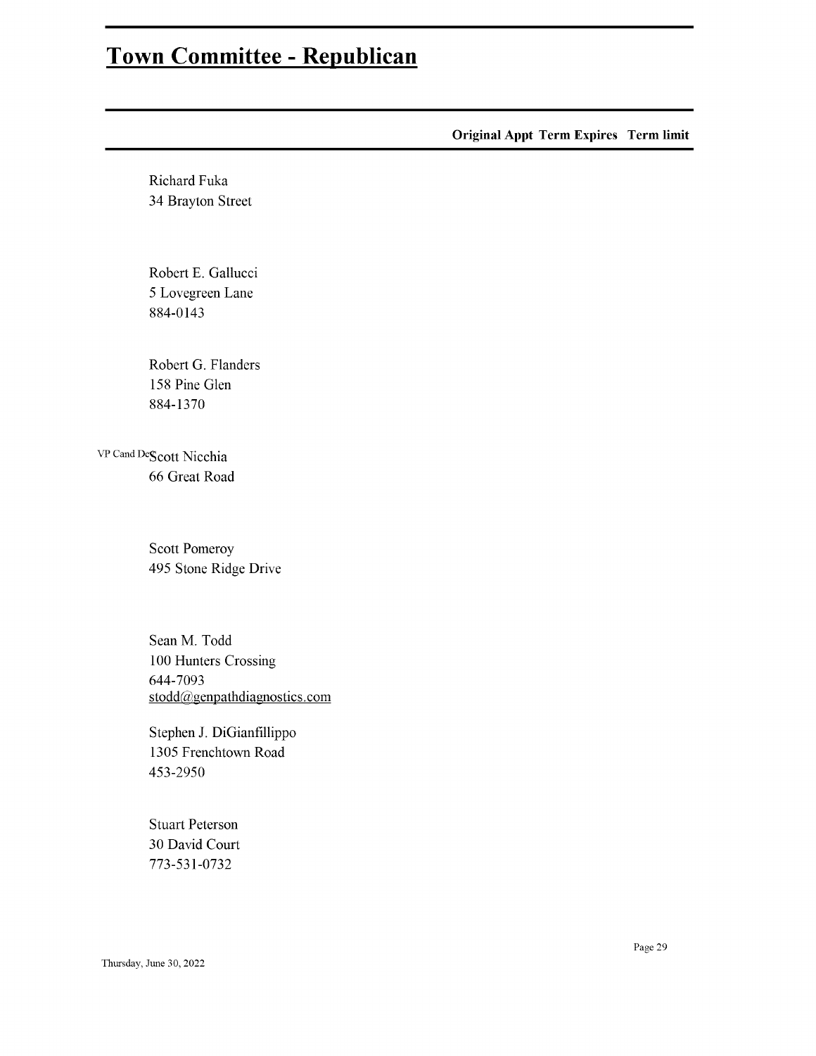# Town Committee - Republican

**Original Appt Term Expires Term limit**

Richard Fuka
34 Brayton Street

Robert E. Gallucci
5 Lovegreen Lane
884-0143

Robert G. Flanders
158 Pine Glen
884-1370

VP Cand De Scott Nicchia
66 Great Road

Scott Pomeroy
495 Stone Ridge Drive

Sean M. Todd
100 Hunters Crossing
644-7093
stodd@genpathdiagnostics.com

Stephen J. DiGianfillippo
1305 Frenchtown Road
453-2950

Stuart Peterson
30 David Court
773-531-0732

Thursday, June 30, 2022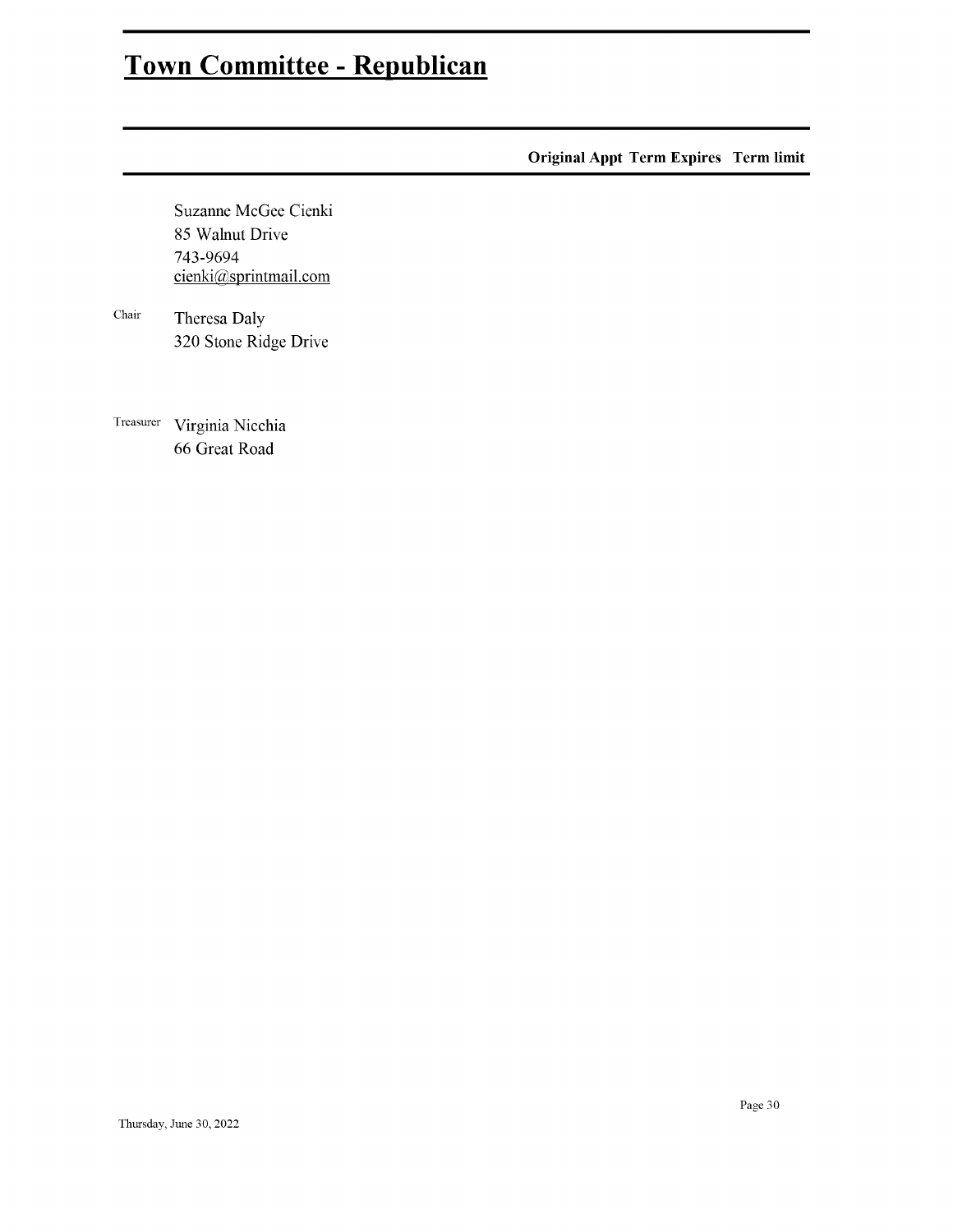# Town Committee - Republican

| | | Original Appt | Term Expires | Term limit |
|---|---|---|---|---|
| | Suzanne McGee Cienki<br>85 Walnut Drive<br>743-9694<br>cienki@sprintmail.com | | | |
| Chair | Theresa Daly<br>320 Stone Ridge Drive | | | |
| Treasurer | Virginia Nicchia<br>66 Great Road | | | |

Thursday, June 30, 2022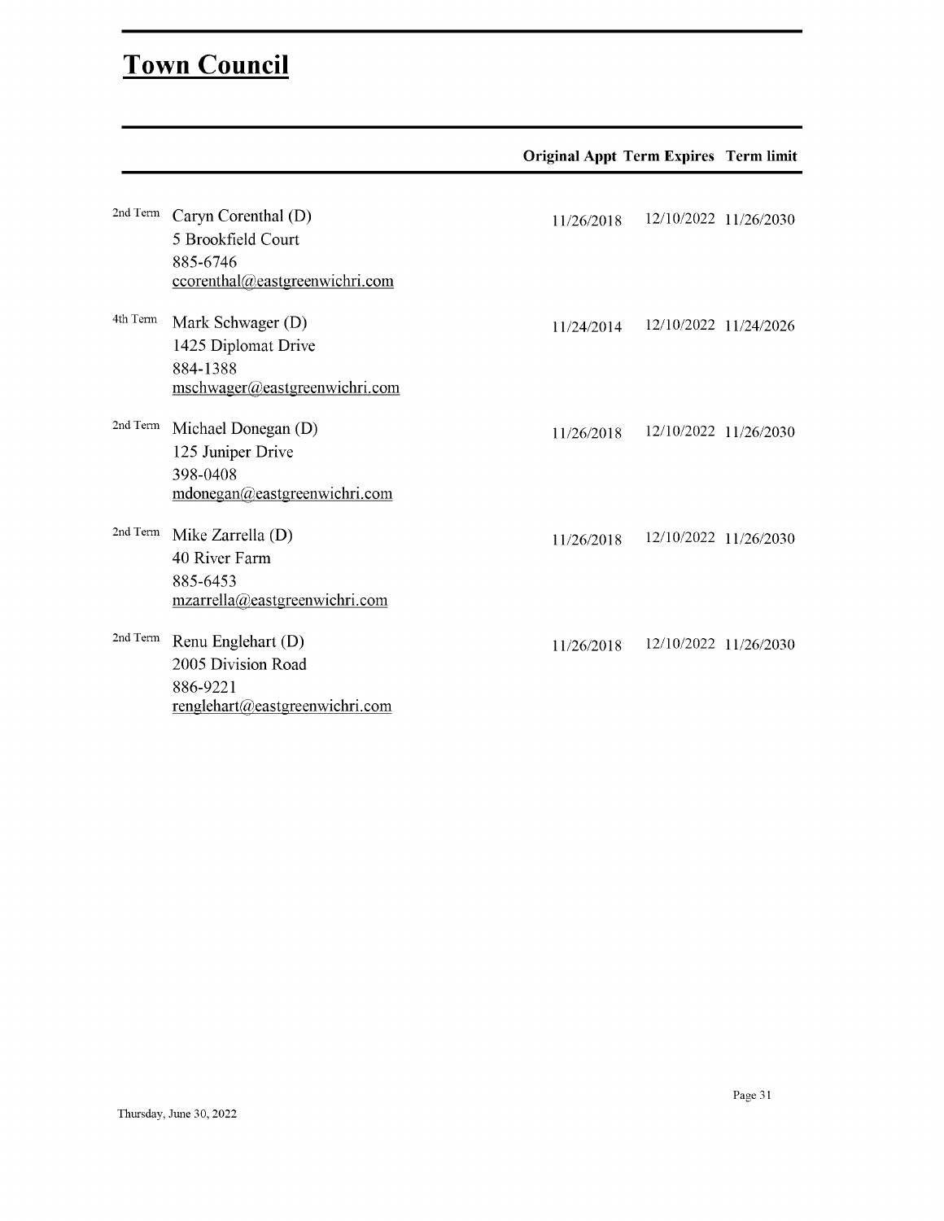## Town Council

| | | Original Appt | Term Expires | Term limit |
|---|---|---|---|---|
| 2nd Term | Caryn Corenthal (D)<br>5 Brookfield Court<br>885-6746<br>ccorenthal@eastgreenwichri.com | 11/26/2018 | 12/10/2022 | 11/26/2030 |
| 4th Term | Mark Schwager (D)<br>1425 Diplomat Drive<br>884-1388<br>mschwager@eastgreenwichri.com | 11/24/2014 | 12/10/2022 | 11/24/2026 |
| 2nd Term | Michael Donegan (D)<br>125 Juniper Drive<br>398-0408<br>mdonegan@eastgreenwichri.com | 11/26/2018 | 12/10/2022 | 11/26/2030 |
| 2nd Term | Mike Zarrella (D)<br>40 River Farm<br>885-6453<br>mzarrella@eastgreenwichri.com | 11/26/2018 | 12/10/2022 | 11/26/2030 |
| 2nd Term | Renu Englehart (D)<br>2005 Division Road<br>886-9221<br>renglehart@eastgreenwichri.com | 11/26/2018 | 12/10/2022 | 11/26/2030 |

Thursday, June 30, 2022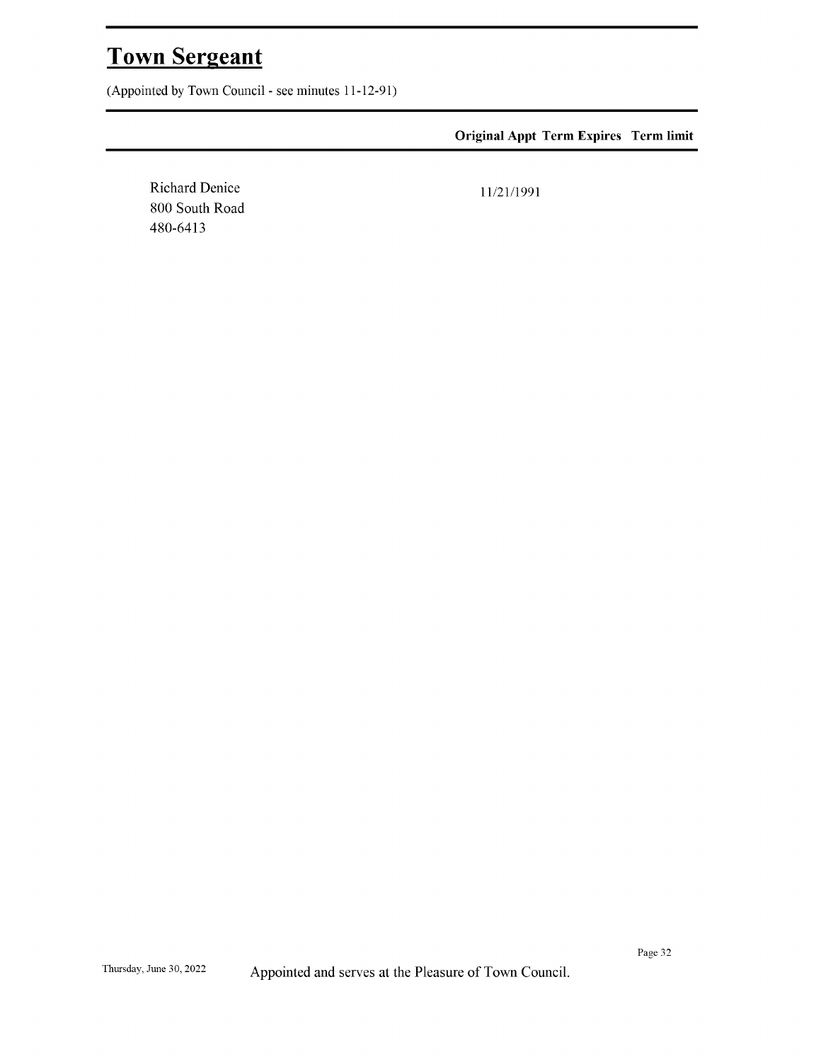# Town Sergeant

(Appointed by Town Council - see minutes 11-12-91)

| | Original Appt | Term Expires | Term limit |
|---|---|---|---|
| Richard Denice<br>800 South Road<br>480-6413 | 11/21/1991 | | |

Appointed and serves at the Pleasure of Town Council.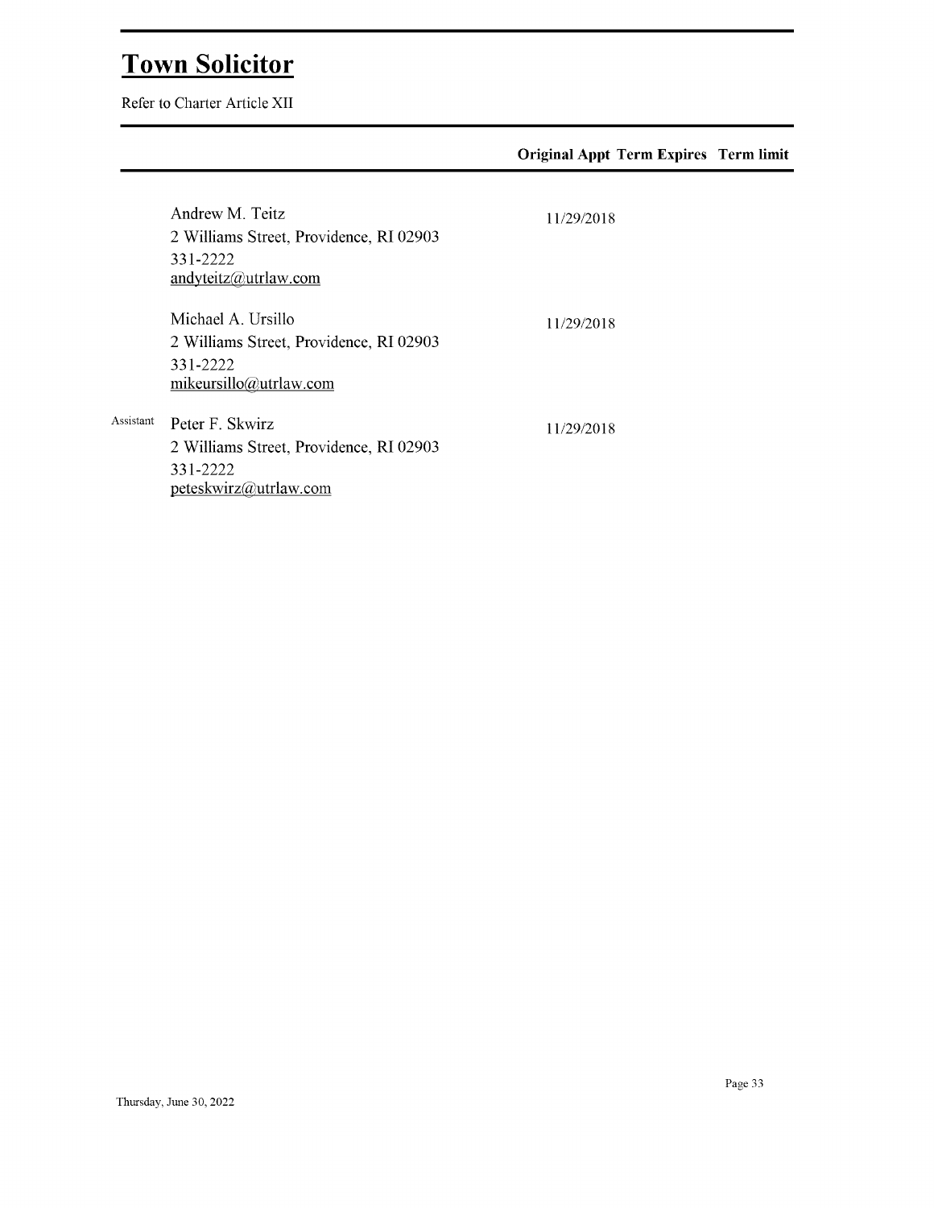# Town Solicitor

Refer to Charter Article XII

| | | Original Appt | Term Expires | Term limit |
|---|---|---|---|---|
| | Andrew M. Teitz<br>2 Williams Street, Providence, RI 02903<br>331-2222<br>andyteitz@utrlaw.com | 11/29/2018 | | |
| | Michael A. Ursillo<br>2 Williams Street, Providence, RI 02903<br>331-2222<br>mikeursillo@utrlaw.com | 11/29/2018 | | |
| Assistant | Peter F. Skwirz<br>2 Williams Street, Providence, RI 02903<br>331-2222<br>peteskwirz@utrlaw.com | 11/29/2018 | | |

Thursday, June 30, 2022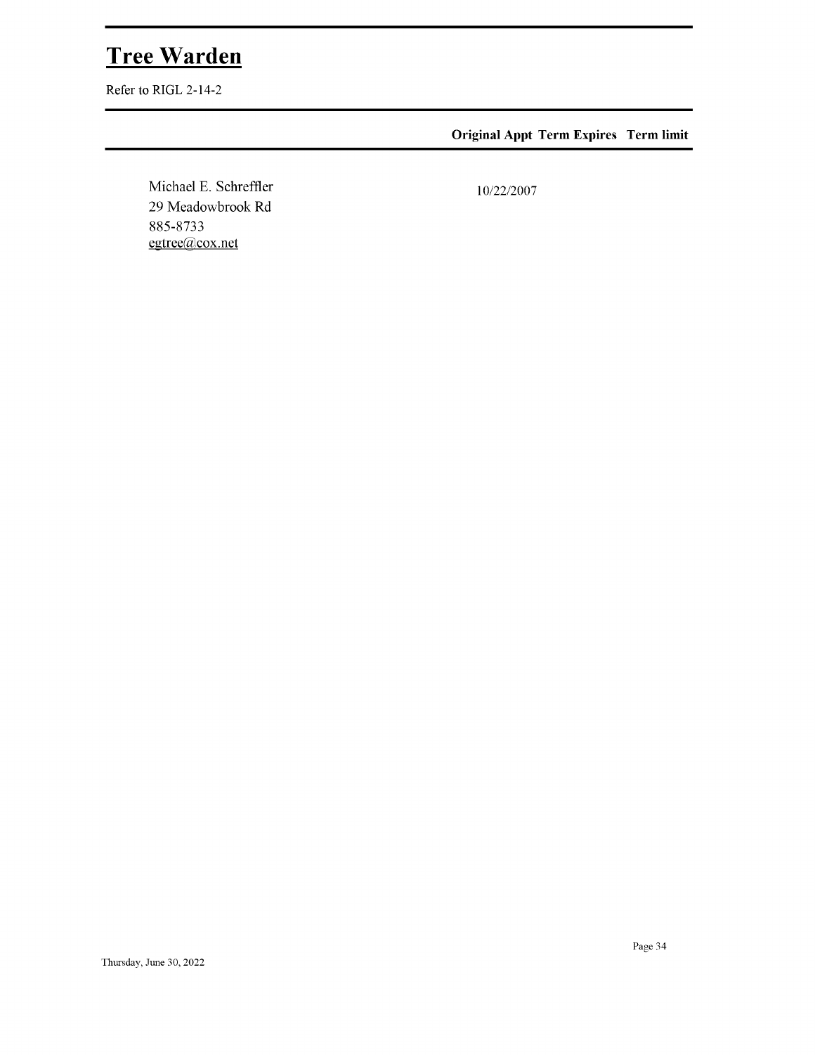# Tree Warden

Refer to RIGL 2-14-2

| | Original Appt | Term Expires | Term limit |
|---|---|---|---|
| Michael E. Schreffler<br>29 Meadowbrook Rd<br>885-8733<br>egtree@cox.net | 10/22/2007 | | |

Thursday, June 30, 2022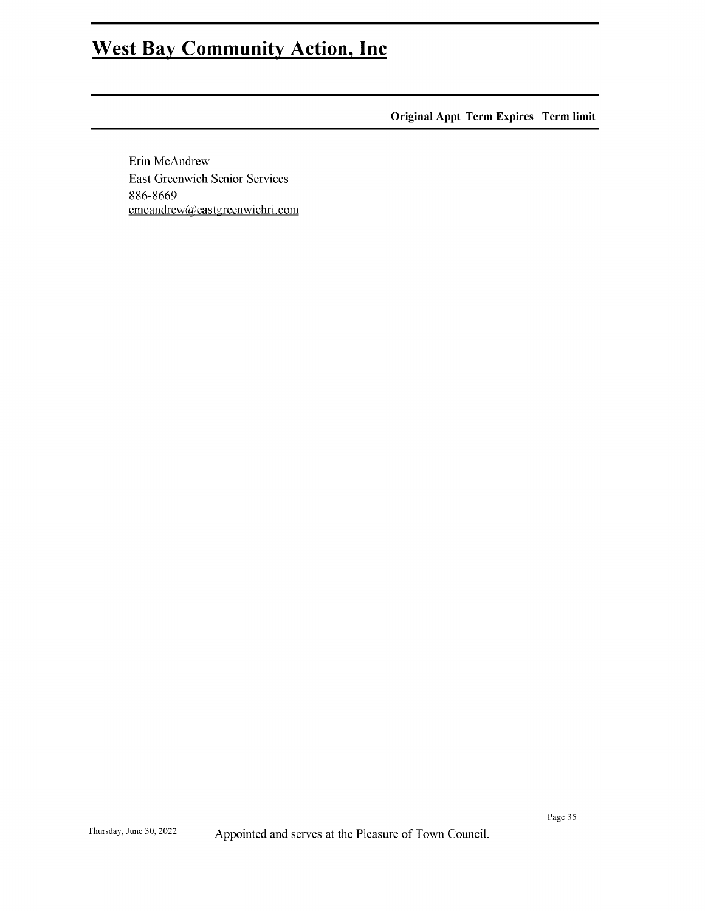# West Bay Community Action, Inc

| | Original Appt | Term Expires | Term limit |
|---|---|---|---|
| Erin McAndrew<br>East Greenwich Senior Services<br>886-8669<br>emcandrew@eastgreenwichri.com | | | |

Appointed and serves at the Pleasure of Town Council.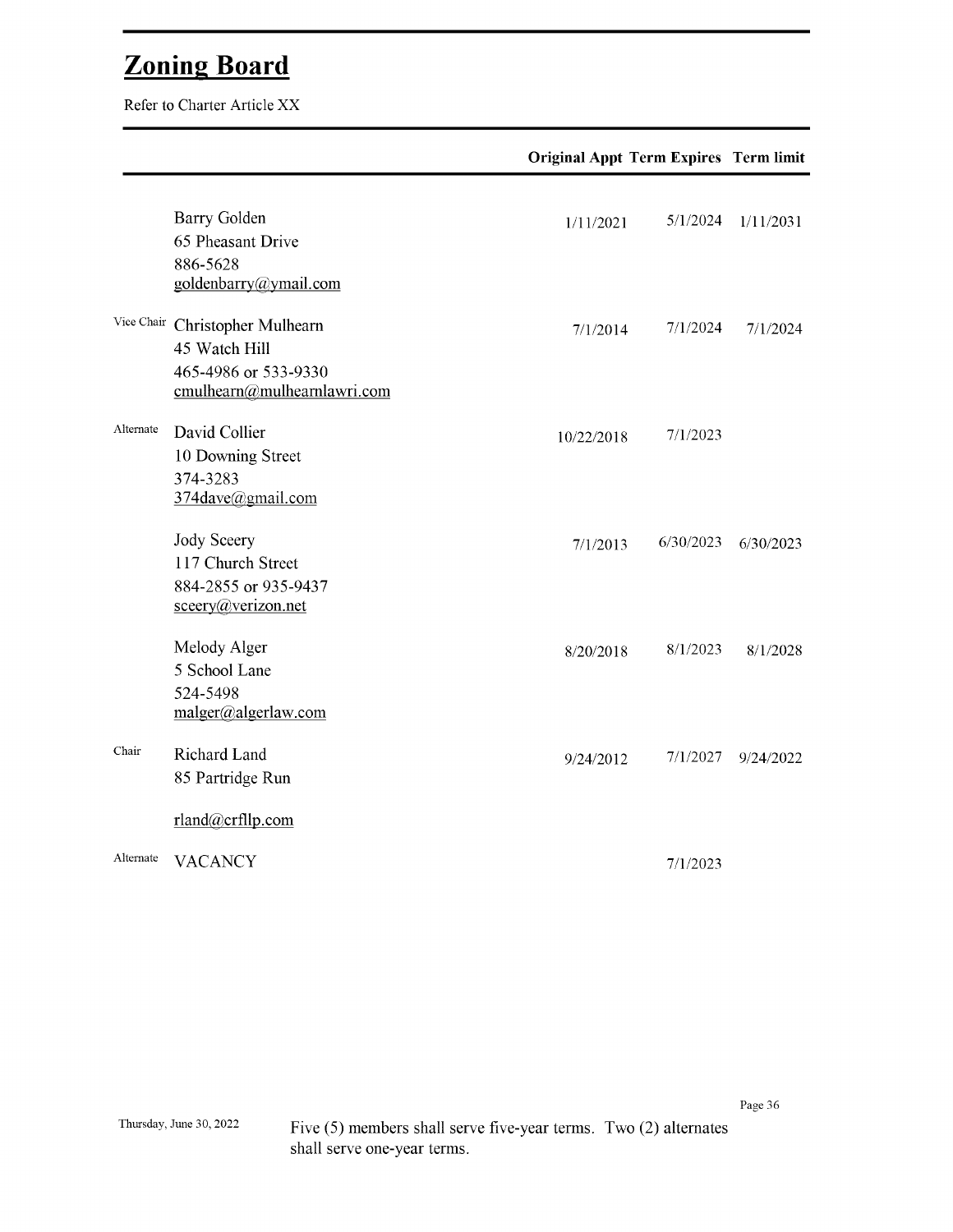# Zoning Board

Refer to Charter Article XX

| | | Original Appt | Term Expires | Term limit |
|---|---|---|---|---|
| | Barry Golden<br>65 Pheasant Drive<br>886-5628<br>goldenbarry@ymail.com | 1/11/2021 | 5/1/2024 | 1/11/2031 |
| Vice Chair | Christopher Mulhearn<br>45 Watch Hill<br>465-4986 or 533-9330<br>cmulhearn@mulhearnlawri.com | 7/1/2014 | 7/1/2024 | 7/1/2024 |
| Alternate | David Collier<br>10 Downing Street<br>374-3283<br>374dave@gmail.com | 10/22/2018 | 7/1/2023 | |
| | Jody Sceery<br>117 Church Street<br>884-2855 or 935-9437<br>sceery@verizon.net | 7/1/2013 | 6/30/2023 | 6/30/2023 |
| | Melody Alger<br>5 School Lane<br>524-5498<br>malger@algerlaw.com | 8/20/2018 | 8/1/2023 | 8/1/2028 |
| Chair | Richard Land<br>85 Partridge Run<br><br>rland@crfllp.com | 9/24/2012 | 7/1/2027 | 9/24/2022 |
| Alternate | VACANCY | | 7/1/2023 | |

Thursday, June 30, 2022

Five (5) members shall serve five-year terms. Two (2) alternates shall serve one-year terms.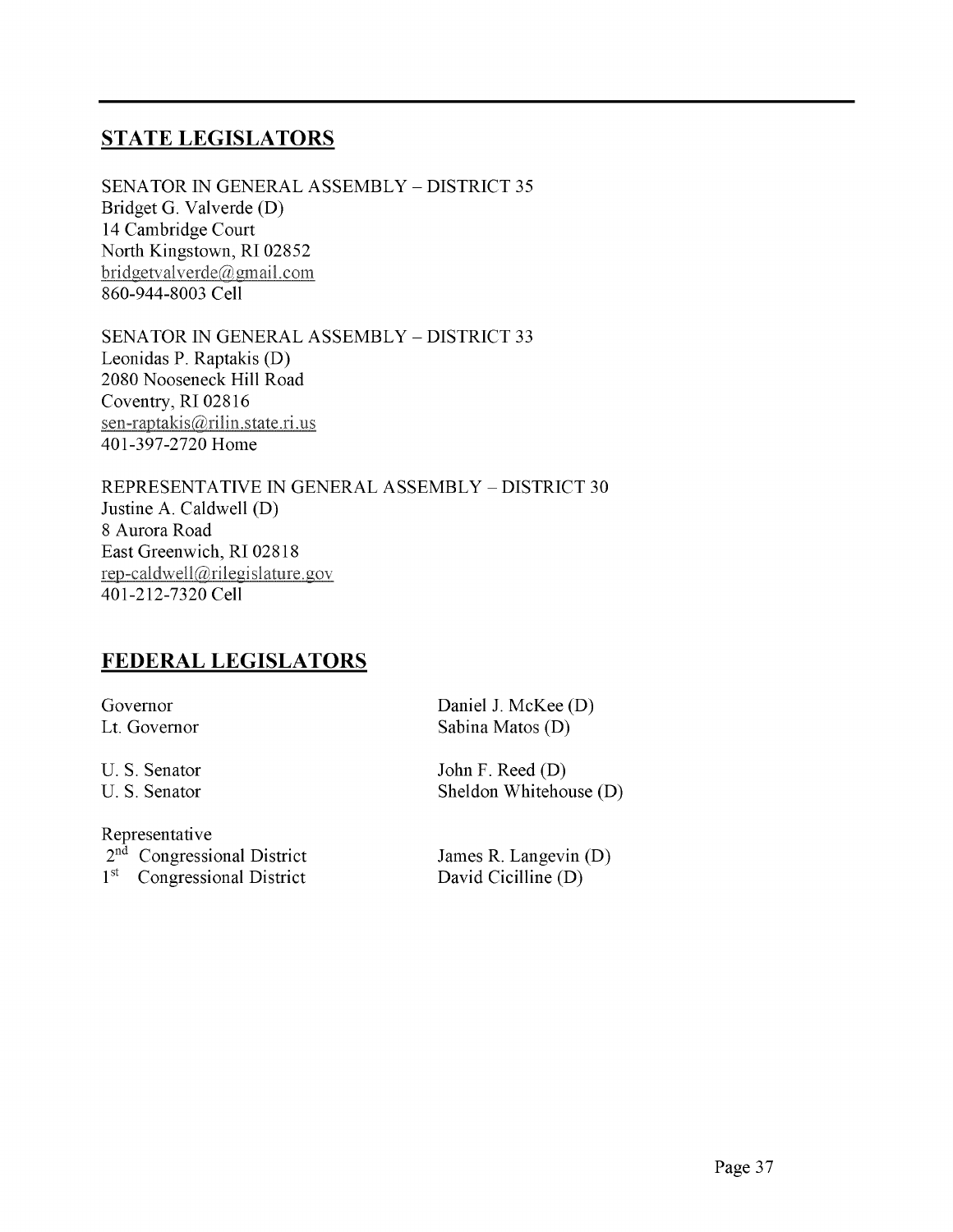## STATE LEGISLATORS

SENATOR IN GENERAL ASSEMBLY – DISTRICT 35
Bridget G. Valverde (D)
14 Cambridge Court
North Kingstown, RI 02852
bridgetvalverde@gmail.com
860-944-8003 Cell

SENATOR IN GENERAL ASSEMBLY – DISTRICT 33
Leonidas P. Raptakis (D)
2080 Nooseneck Hill Road
Coventry, RI 02816
sen-raptakis@rilin.state.ri.us
401-397-2720 Home

REPRESENTATIVE IN GENERAL ASSEMBLY – DISTRICT 30
Justine A. Caldwell (D)
8 Aurora Road
East Greenwich, RI 02818
rep-caldwell@rilegislature.gov
401-212-7320 Cell

## FEDERAL LEGISLATORS

| | |
|---|---|
| Governor | Daniel J. McKee (D) |
| Lt. Governor | Sabina Matos (D) |
| U. S. Senator | John F. Reed (D) |
| U. S. Senator | Sheldon Whitehouse (D) |
| Representative | |
| 2nd Congressional District | James R. Langevin (D) |
| 1st Congressional District | David Cicilline (D) |